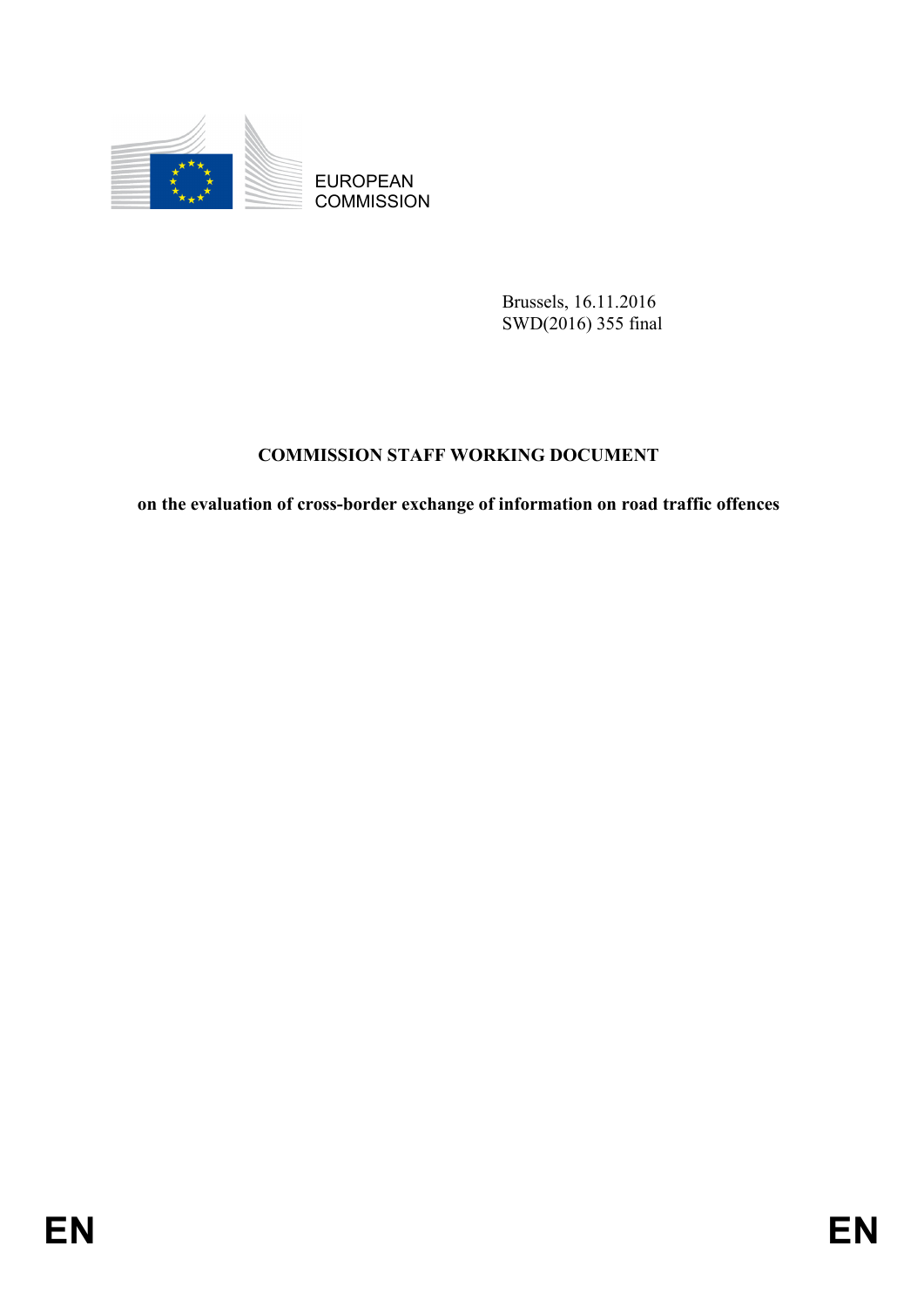EUROPEAN COMMISSION

Brussels, 16.11.2016
SWD(2016) 355 final

# COMMISSION STAFF WORKING DOCUMENT

## on the evaluation of cross-border exchange of information on road traffic offences

EN EN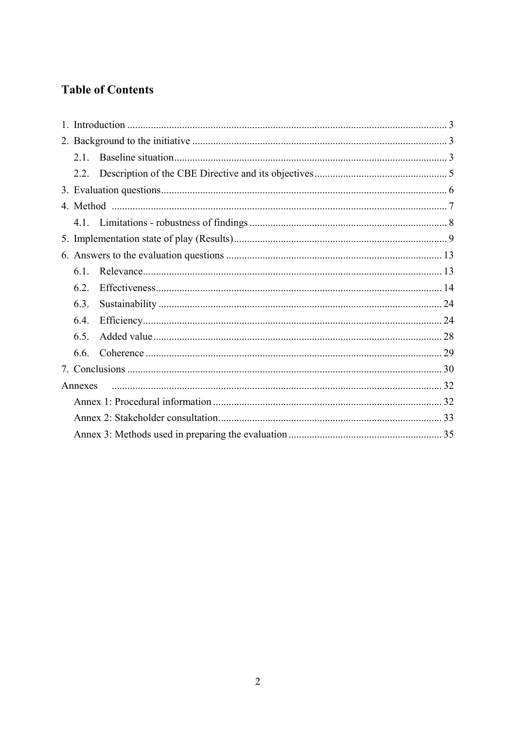# Table of Contents

1. Introduction ... 3
2. Background to the initiative ... 3
   - 2.1. Baseline situation ... 3
   - 2.2. Description of the CBE Directive and its objectives ... 5
3. Evaluation questions ... 6
4. Method ... 7
   - 4.1. Limitations - robustness of findings ... 8
5. Implementation state of play (Results) ... 9
6. Answers to the evaluation questions ... 13
   - 6.1. Relevance ... 13
   - 6.2. Effectiveness ... 14
   - 6.3. Sustainability ... 24
   - 6.4. Efficiency ... 24
   - 6.5. Added value ... 28
   - 6.6. Coherence ... 29
7. Conclusions ... 30

Annexes ... 32
- Annex 1: Procedural information ... 32
- Annex 2: Stakeholder consultation ... 33
- Annex 3: Methods used in preparing the evaluation ... 35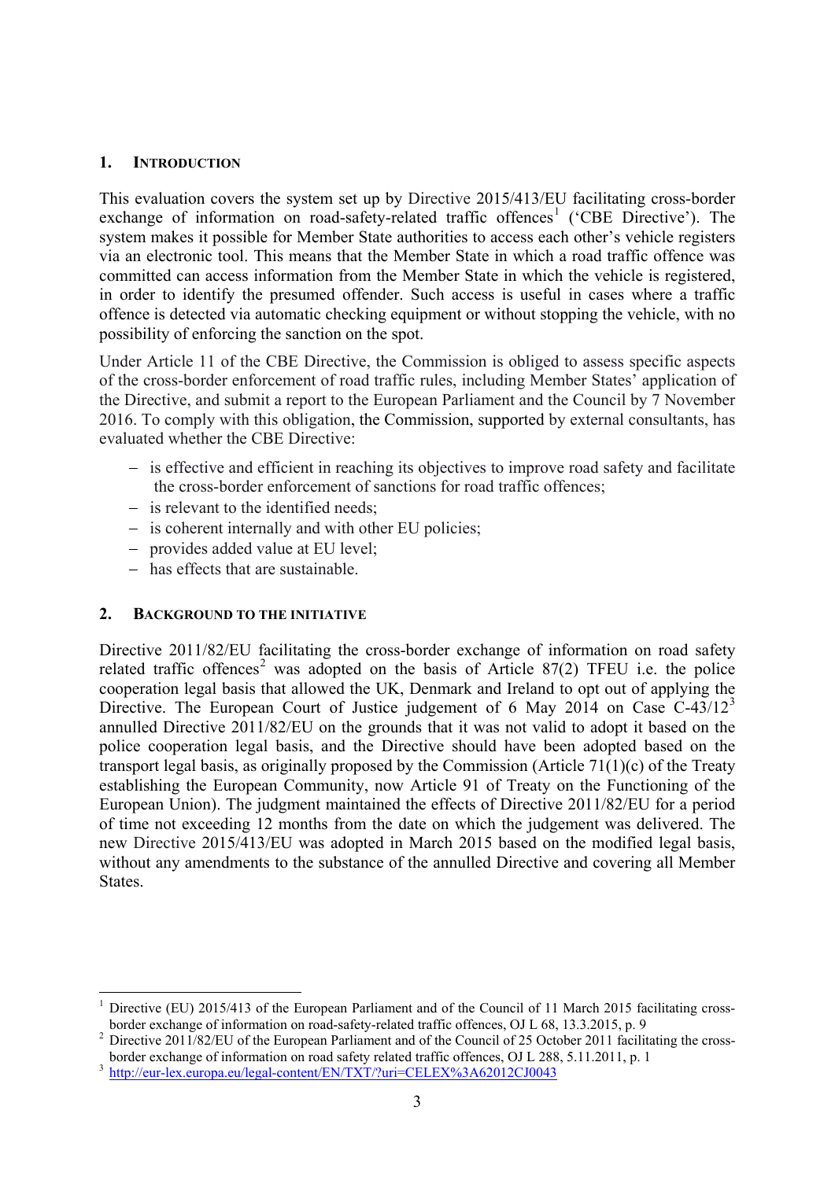## 1. INTRODUCTION

This evaluation covers the system set up by Directive 2015/413/EU facilitating cross-border exchange of information on road-safety-related traffic offences[1] ('CBE Directive'). The system makes it possible for Member State authorities to access each other's vehicle registers via an electronic tool. This means that the Member State in which a road traffic offence was committed can access information from the Member State in which the vehicle is registered, in order to identify the presumed offender. Such access is useful in cases where a traffic offence is detected via automatic checking equipment or without stopping the vehicle, with no possibility of enforcing the sanction on the spot.

Under Article 11 of the CBE Directive, the Commission is obliged to assess specific aspects of the cross-border enforcement of road traffic rules, including Member States' application of the Directive, and submit a report to the European Parliament and the Council by 7 November 2016. To comply with this obligation, the Commission, supported by external consultants, has evaluated whether the CBE Directive:

- is effective and efficient in reaching its objectives to improve road safety and facilitate the cross-border enforcement of sanctions for road traffic offences;
- is relevant to the identified needs;
- is coherent internally and with other EU policies;
- provides added value at EU level;
- has effects that are sustainable.

## 2. BACKGROUND TO THE INITIATIVE

Directive 2011/82/EU facilitating the cross-border exchange of information on road safety related traffic offences[2] was adopted on the basis of Article 87(2) TFEU i.e. the police cooperation legal basis that allowed the UK, Denmark and Ireland to opt out of applying the Directive. The European Court of Justice judgement of 6 May 2014 on Case C-43/12[3] annulled Directive 2011/82/EU on the grounds that it was not valid to adopt it based on the police cooperation legal basis, and the Directive should have been adopted based on the transport legal basis, as originally proposed by the Commission (Article 71(1)(c) of the Treaty establishing the European Community, now Article 91 of Treaty on the Functioning of the European Union). The judgment maintained the effects of Directive 2011/82/EU for a period of time not exceeding 12 months from the date on which the judgement was delivered. The new Directive 2015/413/EU was adopted in March 2015 based on the modified legal basis, without any amendments to the substance of the annulled Directive and covering all Member States.

---

[1] Directive (EU) 2015/413 of the European Parliament and of the Council of 11 March 2015 facilitating cross-border exchange of information on road-safety-related traffic offences, OJ L 68, 13.3.2015, p. 9

[2] Directive 2011/82/EU of the European Parliament and of the Council of 25 October 2011 facilitating the cross-border exchange of information on road safety related traffic offences, OJ L 288, 5.11.2011, p. 1

[3] http://eur-lex.europa.eu/legal-content/EN/TXT/?uri=CELEX%3A62012CJ0043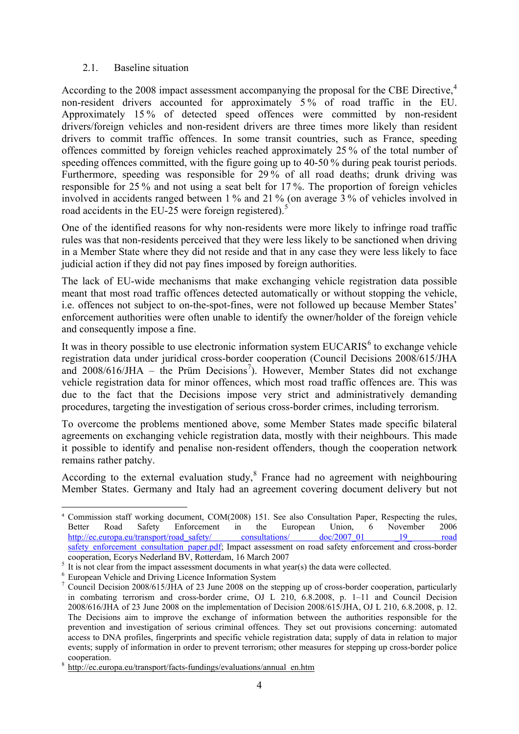## 2.1. Baseline situation

According to the 2008 impact assessment accompanying the proposal for the CBE Directive,[4] non-resident drivers accounted for approximately 5 % of road traffic in the EU. Approximately 15 % of detected speed offences were committed by non-resident drivers/foreign vehicles and non-resident drivers are three times more likely than resident drivers to commit traffic offences. In some transit countries, such as France, speeding offences committed by foreign vehicles reached approximately 25 % of the total number of speeding offences committed, with the figure going up to 40-50 % during peak tourist periods. Furthermore, speeding was responsible for 29 % of all road deaths; drunk driving was responsible for 25 % and not using a seat belt for 17 %. The proportion of foreign vehicles involved in accidents ranged between 1 % and 21 % (on average 3 % of vehicles involved in road accidents in the EU-25 were foreign registered).[5]

One of the identified reasons for why non-residents were more likely to infringe road traffic rules was that non-residents perceived that they were less likely to be sanctioned when driving in a Member State where they did not reside and that in any case they were less likely to face judicial action if they did not pay fines imposed by foreign authorities.

The lack of EU-wide mechanisms that make exchanging vehicle registration data possible meant that most road traffic offences detected automatically or without stopping the vehicle, i.e. offences not subject to on-the-spot-fines, were not followed up because Member States' enforcement authorities were often unable to identify the owner/holder of the foreign vehicle and consequently impose a fine.

It was in theory possible to use electronic information system EUCARIS[6] to exchange vehicle registration data under juridical cross-border cooperation (Council Decisions 2008/615/JHA and 2008/616/JHA – the Prüm Decisions[7]). However, Member States did not exchange vehicle registration data for minor offences, which most road traffic offences are. This was due to the fact that the Decisions impose very strict and administratively demanding procedures, targeting the investigation of serious cross-border crimes, including terrorism.

To overcome the problems mentioned above, some Member States made specific bilateral agreements on exchanging vehicle registration data, mostly with their neighbours. This made it possible to identify and penalise non-resident offenders, though the cooperation network remains rather patchy.

According to the external evaluation study,[8] France had no agreement with neighbouring Member States. Germany and Italy had an agreement covering document delivery but not

---

[4] Commission staff working document, COM(2008) 151. See also Consultation Paper, Respecting the rules, Better Road Safety Enforcement in the European Union, 6 November 2006 http://ec.europa.eu/transport/road_safety/consultations/doc/2007_01_19_road_safety_enforcement_consultation_paper.pdf; Impact assessment on road safety enforcement and cross-border cooperation, Ecorys Nederland BV, Rotterdam, 16 March 2007

[5] It is not clear from the impact assessment documents in what year(s) the data were collected.

[6] European Vehicle and Driving Licence Information System

[7] Council Decision 2008/615/JHA of 23 June 2008 on the stepping up of cross-border cooperation, particularly in combating terrorism and cross-border crime, OJ L 210, 6.8.2008, p. 1–11 and Council Decision 2008/616/JHA of 23 June 2008 on the implementation of Decision 2008/615/JHA, OJ L 210, 6.8.2008, p. 12. The Decisions aim to improve the exchange of information between the authorities responsible for the prevention and investigation of serious criminal offences. They set out provisions concerning: automated access to DNA profiles, fingerprints and specific vehicle registration data; supply of data in relation to major events; supply of information in order to prevent terrorism; other measures for stepping up cross-border police cooperation.

[8] http://ec.europa.eu/transport/facts-fundings/evaluations/annual_en.htm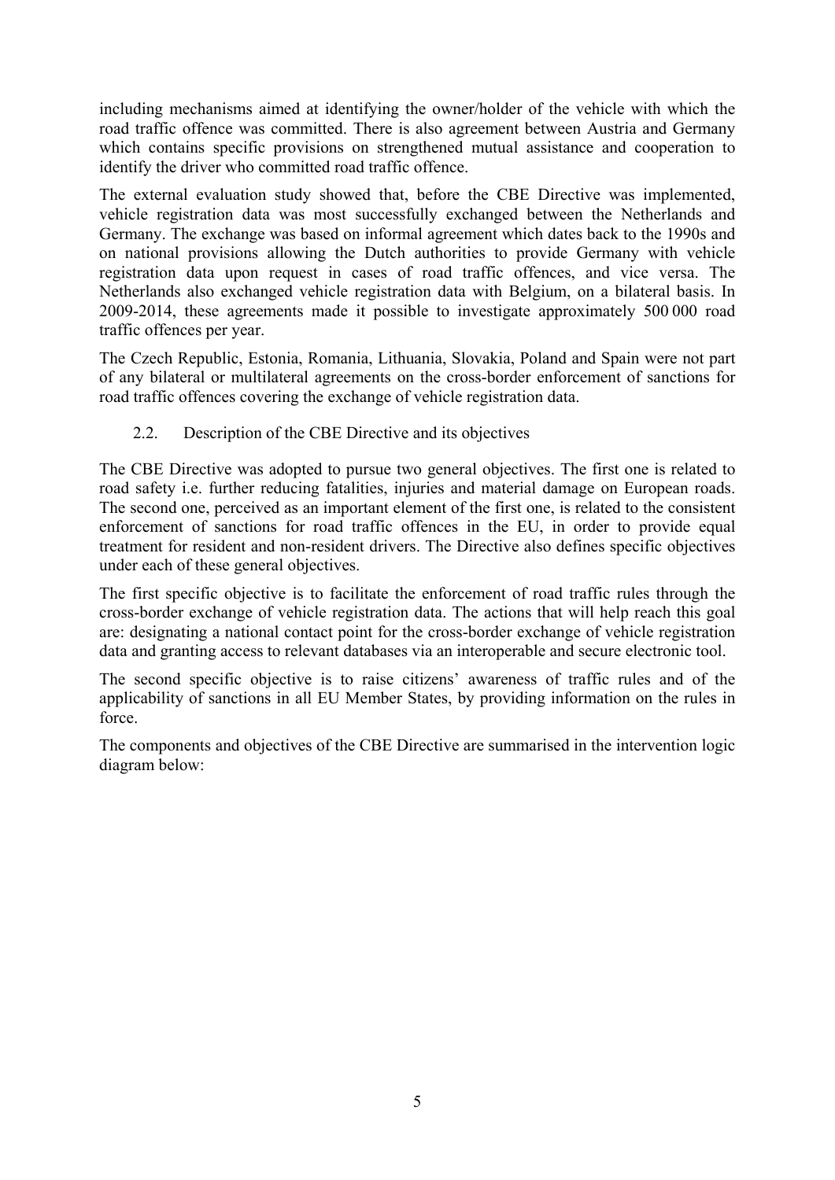including mechanisms aimed at identifying the owner/holder of the vehicle with which the road traffic offence was committed. There is also agreement between Austria and Germany which contains specific provisions on strengthened mutual assistance and cooperation to identify the driver who committed road traffic offence.

The external evaluation study showed that, before the CBE Directive was implemented, vehicle registration data was most successfully exchanged between the Netherlands and Germany. The exchange was based on informal agreement which dates back to the 1990s and on national provisions allowing the Dutch authorities to provide Germany with vehicle registration data upon request in cases of road traffic offences, and vice versa. The Netherlands also exchanged vehicle registration data with Belgium, on a bilateral basis. In 2009-2014, these agreements made it possible to investigate approximately 500 000 road traffic offences per year.

The Czech Republic, Estonia, Romania, Lithuania, Slovakia, Poland and Spain were not part of any bilateral or multilateral agreements on the cross-border enforcement of sanctions for road traffic offences covering the exchange of vehicle registration data.

### 2.2. Description of the CBE Directive and its objectives

The CBE Directive was adopted to pursue two general objectives. The first one is related to road safety i.e. further reducing fatalities, injuries and material damage on European roads. The second one, perceived as an important element of the first one, is related to the consistent enforcement of sanctions for road traffic offences in the EU, in order to provide equal treatment for resident and non-resident drivers. The Directive also defines specific objectives under each of these general objectives.

The first specific objective is to facilitate the enforcement of road traffic rules through the cross-border exchange of vehicle registration data. The actions that will help reach this goal are: designating a national contact point for the cross-border exchange of vehicle registration data and granting access to relevant databases via an interoperable and secure electronic tool.

The second specific objective is to raise citizens' awareness of traffic rules and of the applicability of sanctions in all EU Member States, by providing information on the rules in force.

The components and objectives of the CBE Directive are summarised in the intervention logic diagram below: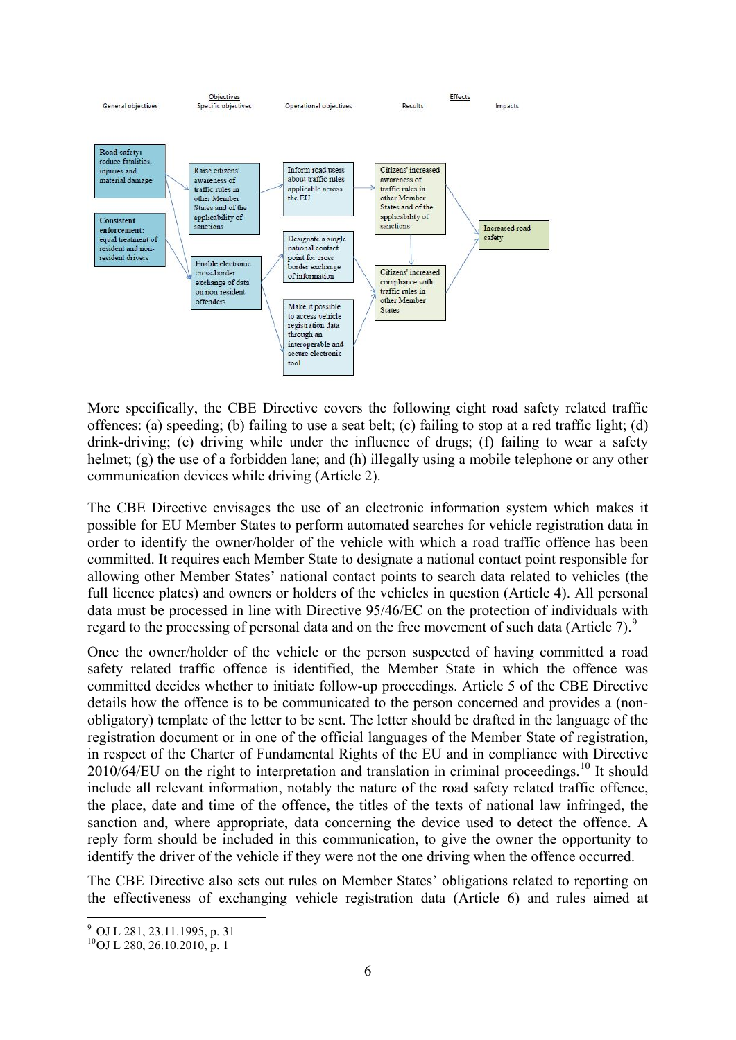| General objectives | Objectives<br>Specific objectives | Operational objectives | Effects<br>Results | Impacts |
|---|---|---|---|---|
| **Road safety:** reduce fatalities, injuries and material damage | Raise citizens' awareness of traffic rules in other Member States and of the applicability of sanctions | Inform road users about traffic rules applicable across the EU | Citizens' increased awareness of traffic rules in other Member States and of the applicability of sanctions | Increased road safety |
| **Consistent enforcement:** equal treatment of resident and non-resident drivers | Enable electronic cross-border exchange of data on non-resident offenders | Designate a single national contact point for cross-border exchange of information | Citizens' increased compliance with traffic rules in other Member States | |
| | | Make it possible to access vehicle registration data through an interoperable and secure electronic tool | | |

More specifically, the CBE Directive covers the following eight road safety related traffic offences: (a) speeding; (b) failing to use a seat belt; (c) failing to stop at a red traffic light; (d) drink-driving; (e) driving while under the influence of drugs; (f) failing to wear a safety helmet; (g) the use of a forbidden lane; and (h) illegally using a mobile telephone or any other communication devices while driving (Article 2).

The CBE Directive envisages the use of an electronic information system which makes it possible for EU Member States to perform automated searches for vehicle registration data in order to identify the owner/holder of the vehicle with which a road traffic offence has been committed. It requires each Member State to designate a national contact point responsible for allowing other Member States' national contact points to search data related to vehicles (the full licence plates) and owners or holders of the vehicles in question (Article 4). All personal data must be processed in line with Directive 95/46/EC on the protection of individuals with regard to the processing of personal data and on the free movement of such data (Article 7).[9]

Once the owner/holder of the vehicle or the person suspected of having committed a road safety related traffic offence is identified, the Member State in which the offence was committed decides whether to initiate follow-up proceedings. Article 5 of the CBE Directive details how the offence is to be communicated to the person concerned and provides a (non-obligatory) template of the letter to be sent. The letter should be drafted in the language of the registration document or in one of the official languages of the Member State of registration, in respect of the Charter of Fundamental Rights of the EU and in compliance with Directive 2010/64/EU on the right to interpretation and translation in criminal proceedings.[10] It should include all relevant information, notably the nature of the road safety related traffic offence, the place, date and time of the offence, the titles of the texts of national law infringed, the sanction and, where appropriate, data concerning the device used to detect the offence. A reply form should be included in this communication, to give the owner the opportunity to identify the driver of the vehicle if they were not the one driving when the offence occurred.

The CBE Directive also sets out rules on Member States' obligations related to reporting on the effectiveness of exchanging vehicle registration data (Article 6) and rules aimed at

[9] OJ L 281, 23.11.1995, p. 31

[10] OJ L 280, 26.10.2010, p. 1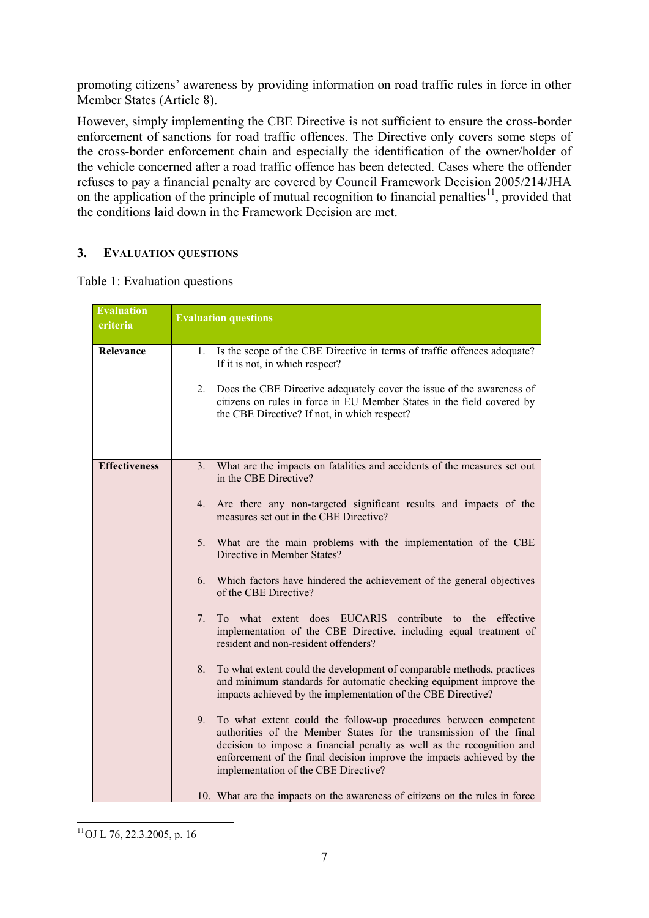promoting citizens' awareness by providing information on road traffic rules in force in other Member States (Article 8).

However, simply implementing the CBE Directive is not sufficient to ensure the cross-border enforcement of sanctions for road traffic offences. The Directive only covers some steps of the cross-border enforcement chain and especially the identification of the owner/holder of the vehicle concerned after a road traffic offence has been detected. Cases where the offender refuses to pay a financial penalty are covered by Council Framework Decision 2005/214/JHA on the application of the principle of mutual recognition to financial penalties[11], provided that the conditions laid down in the Framework Decision are met.

## 3. EVALUATION QUESTIONS

Table 1: Evaluation questions

| Evaluation criteria | Evaluation questions |
|---|---|
| **Relevance** | 1. Is the scope of the CBE Directive in terms of traffic offences adequate? If it is not, in which respect?<br><br>2. Does the CBE Directive adequately cover the issue of the awareness of citizens on rules in force in EU Member States in the field covered by the CBE Directive? If not, in which respect? |
| **Effectiveness** | 3. What are the impacts on fatalities and accidents of the measures set out in the CBE Directive?<br><br>4. Are there any non-targeted significant results and impacts of the measures set out in the CBE Directive?<br><br>5. What are the main problems with the implementation of the CBE Directive in Member States?<br><br>6. Which factors have hindered the achievement of the general objectives of the CBE Directive?<br><br>7. To what extent does EUCARIS contribute to the effective implementation of the CBE Directive, including equal treatment of resident and non-resident offenders?<br><br>8. To what extent could the development of comparable methods, practices and minimum standards for automatic checking equipment improve the impacts achieved by the implementation of the CBE Directive?<br><br>9. To what extent could the follow-up procedures between competent authorities of the Member States for the transmission of the final decision to impose a financial penalty as well as the recognition and enforcement of the final decision improve the impacts achieved by the implementation of the CBE Directive?<br><br>10. What are the impacts on the awareness of citizens on the rules in force |

[11] OJ L 76, 22.3.2005, p. 16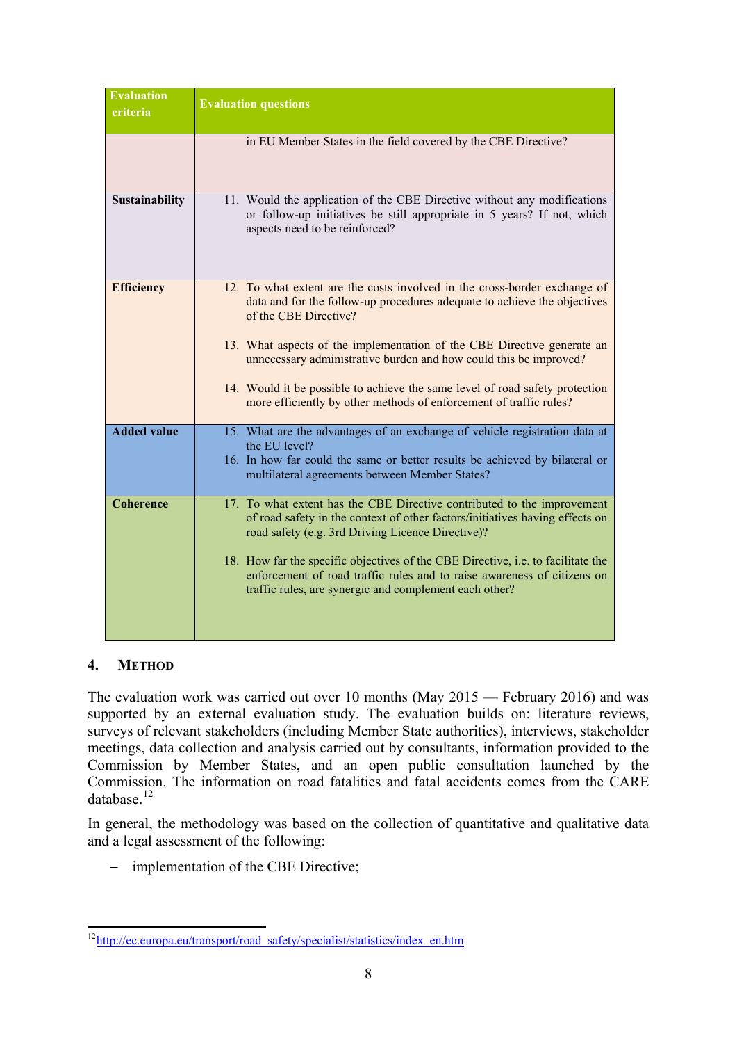| Evaluation criteria | Evaluation questions |
|---|---|
| | in EU Member States in the field covered by the CBE Directive? |
| **Sustainability** | 11. Would the application of the CBE Directive without any modifications or follow-up initiatives be still appropriate in 5 years? If not, which aspects need to be reinforced? |
| **Efficiency** | 12. To what extent are the costs involved in the cross-border exchange of data and for the follow-up procedures adequate to achieve the objectives of the CBE Directive?<br><br>13. What aspects of the implementation of the CBE Directive generate an unnecessary administrative burden and how could this be improved?<br><br>14. Would it be possible to achieve the same level of road safety protection more efficiently by other methods of enforcement of traffic rules? |
| **Added value** | 15. What are the advantages of an exchange of vehicle registration data at the EU level?<br>16. In how far could the same or better results be achieved by bilateral or multilateral agreements between Member States? |
| **Coherence** | 17. To what extent has the CBE Directive contributed to the improvement of road safety in the context of other factors/initiatives having effects on road safety (e.g. 3rd Driving Licence Directive)?<br><br>18. How far the specific objectives of the CBE Directive, i.e. to facilitate the enforcement of road traffic rules and to raise awareness of citizens on traffic rules, are synergic and complement each other? |

## 4. METHOD

The evaluation work was carried out over 10 months (May 2015 — February 2016) and was supported by an external evaluation study. The evaluation builds on: literature reviews, surveys of relevant stakeholders (including Member State authorities), interviews, stakeholder meetings, data collection and analysis carried out by consultants, information provided to the Commission by Member States, and an open public consultation launched by the Commission. The information on road fatalities and fatal accidents comes from the CARE database.[12]

In general, the methodology was based on the collection of quantitative and qualitative data and a legal assessment of the following:

- implementation of the CBE Directive;

[12] http://ec.europa.eu/transport/road_safety/specialist/statistics/index_en.htm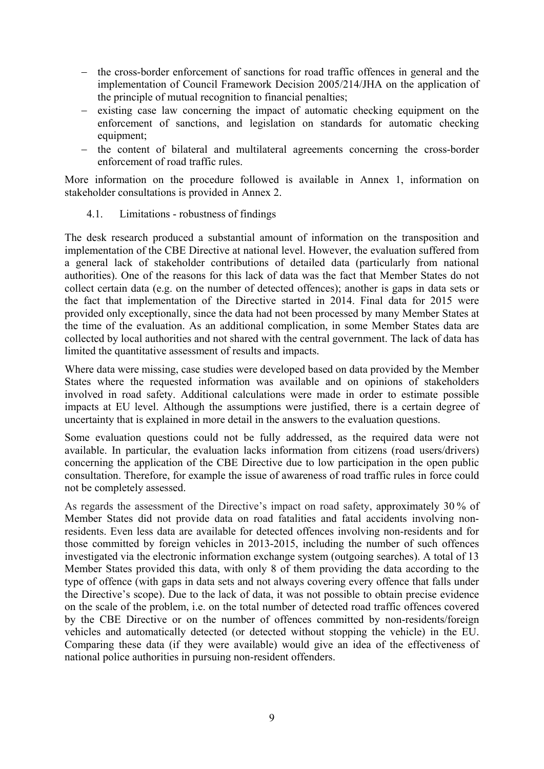- the cross-border enforcement of sanctions for road traffic offences in general and the implementation of Council Framework Decision 2005/214/JHA on the application of the principle of mutual recognition to financial penalties;
- existing case law concerning the impact of automatic checking equipment on the enforcement of sanctions, and legislation on standards for automatic checking equipment;
- the content of bilateral and multilateral agreements concerning the cross-border enforcement of road traffic rules.

More information on the procedure followed is available in Annex 1, information on stakeholder consultations is provided in Annex 2.

### 4.1. Limitations - robustness of findings

The desk research produced a substantial amount of information on the transposition and implementation of the CBE Directive at national level. However, the evaluation suffered from a general lack of stakeholder contributions of detailed data (particularly from national authorities). One of the reasons for this lack of data was the fact that Member States do not collect certain data (e.g. on the number of detected offences); another is gaps in data sets or the fact that implementation of the Directive started in 2014. Final data for 2015 were provided only exceptionally, since the data had not been processed by many Member States at the time of the evaluation. As an additional complication, in some Member States data are collected by local authorities and not shared with the central government. The lack of data has limited the quantitative assessment of results and impacts.

Where data were missing, case studies were developed based on data provided by the Member States where the requested information was available and on opinions of stakeholders involved in road safety. Additional calculations were made in order to estimate possible impacts at EU level. Although the assumptions were justified, there is a certain degree of uncertainty that is explained in more detail in the answers to the evaluation questions.

Some evaluation questions could not be fully addressed, as the required data were not available. In particular, the evaluation lacks information from citizens (road users/drivers) concerning the application of the CBE Directive due to low participation in the open public consultation. Therefore, for example the issue of awareness of road traffic rules in force could not be completely assessed.

As regards the assessment of the Directive's impact on road safety, approximately 30 % of Member States did not provide data on road fatalities and fatal accidents involving non-residents. Even less data are available for detected offences involving non-residents and for those committed by foreign vehicles in 2013-2015, including the number of such offences investigated via the electronic information exchange system (outgoing searches). A total of 13 Member States provided this data, with only 8 of them providing the data according to the type of offence (with gaps in data sets and not always covering every offence that falls under the Directive's scope). Due to the lack of data, it was not possible to obtain precise evidence on the scale of the problem, i.e. on the total number of detected road traffic offences covered by the CBE Directive or on the number of offences committed by non-residents/foreign vehicles and automatically detected (or detected without stopping the vehicle) in the EU. Comparing these data (if they were available) would give an idea of the effectiveness of national police authorities in pursuing non-resident offenders.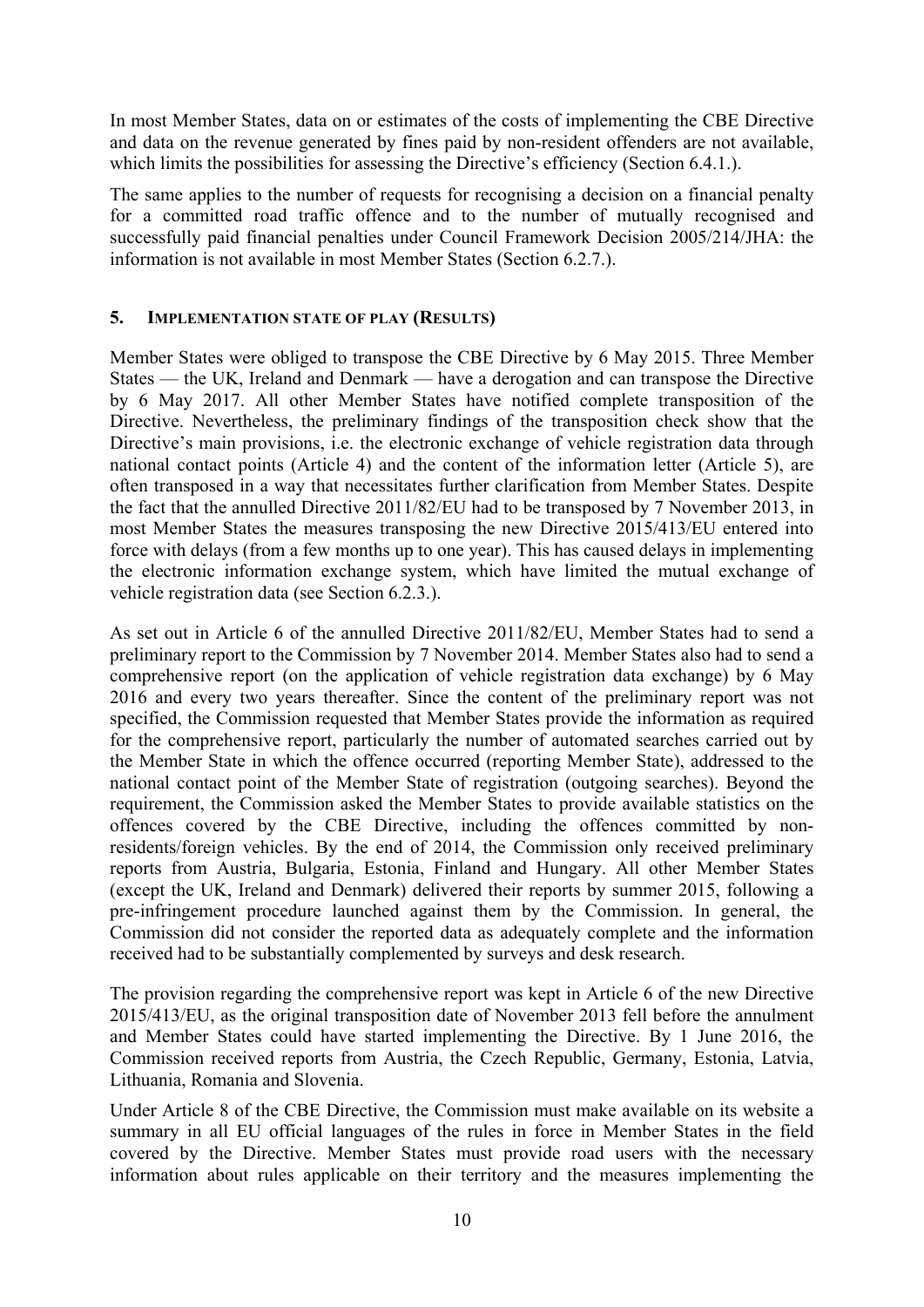In most Member States, data on or estimates of the costs of implementing the CBE Directive and data on the revenue generated by fines paid by non-resident offenders are not available, which limits the possibilities for assessing the Directive's efficiency (Section 6.4.1.).

The same applies to the number of requests for recognising a decision on a financial penalty for a committed road traffic offence and to the number of mutually recognised and successfully paid financial penalties under Council Framework Decision 2005/214/JHA: the information is not available in most Member States (Section 6.2.7.).

## 5. IMPLEMENTATION STATE OF PLAY (RESULTS)

Member States were obliged to transpose the CBE Directive by 6 May 2015. Three Member States — the UK, Ireland and Denmark — have a derogation and can transpose the Directive by 6 May 2017. All other Member States have notified complete transposition of the Directive. Nevertheless, the preliminary findings of the transposition check show that the Directive's main provisions, i.e. the electronic exchange of vehicle registration data through national contact points (Article 4) and the content of the information letter (Article 5), are often transposed in a way that necessitates further clarification from Member States. Despite the fact that the annulled Directive 2011/82/EU had to be transposed by 7 November 2013, in most Member States the measures transposing the new Directive 2015/413/EU entered into force with delays (from a few months up to one year). This has caused delays in implementing the electronic information exchange system, which have limited the mutual exchange of vehicle registration data (see Section 6.2.3.).

As set out in Article 6 of the annulled Directive 2011/82/EU, Member States had to send a preliminary report to the Commission by 7 November 2014. Member States also had to send a comprehensive report (on the application of vehicle registration data exchange) by 6 May 2016 and every two years thereafter. Since the content of the preliminary report was not specified, the Commission requested that Member States provide the information as required for the comprehensive report, particularly the number of automated searches carried out by the Member State in which the offence occurred (reporting Member State), addressed to the national contact point of the Member State of registration (outgoing searches). Beyond the requirement, the Commission asked the Member States to provide available statistics on the offences covered by the CBE Directive, including the offences committed by non-residents/foreign vehicles. By the end of 2014, the Commission only received preliminary reports from Austria, Bulgaria, Estonia, Finland and Hungary. All other Member States (except the UK, Ireland and Denmark) delivered their reports by summer 2015, following a pre-infringement procedure launched against them by the Commission. In general, the Commission did not consider the reported data as adequately complete and the information received had to be substantially complemented by surveys and desk research.

The provision regarding the comprehensive report was kept in Article 6 of the new Directive 2015/413/EU, as the original transposition date of November 2013 fell before the annulment and Member States could have started implementing the Directive. By 1 June 2016, the Commission received reports from Austria, the Czech Republic, Germany, Estonia, Latvia, Lithuania, Romania and Slovenia.

Under Article 8 of the CBE Directive, the Commission must make available on its website a summary in all EU official languages of the rules in force in Member States in the field covered by the Directive. Member States must provide road users with the necessary information about rules applicable on their territory and the measures implementing the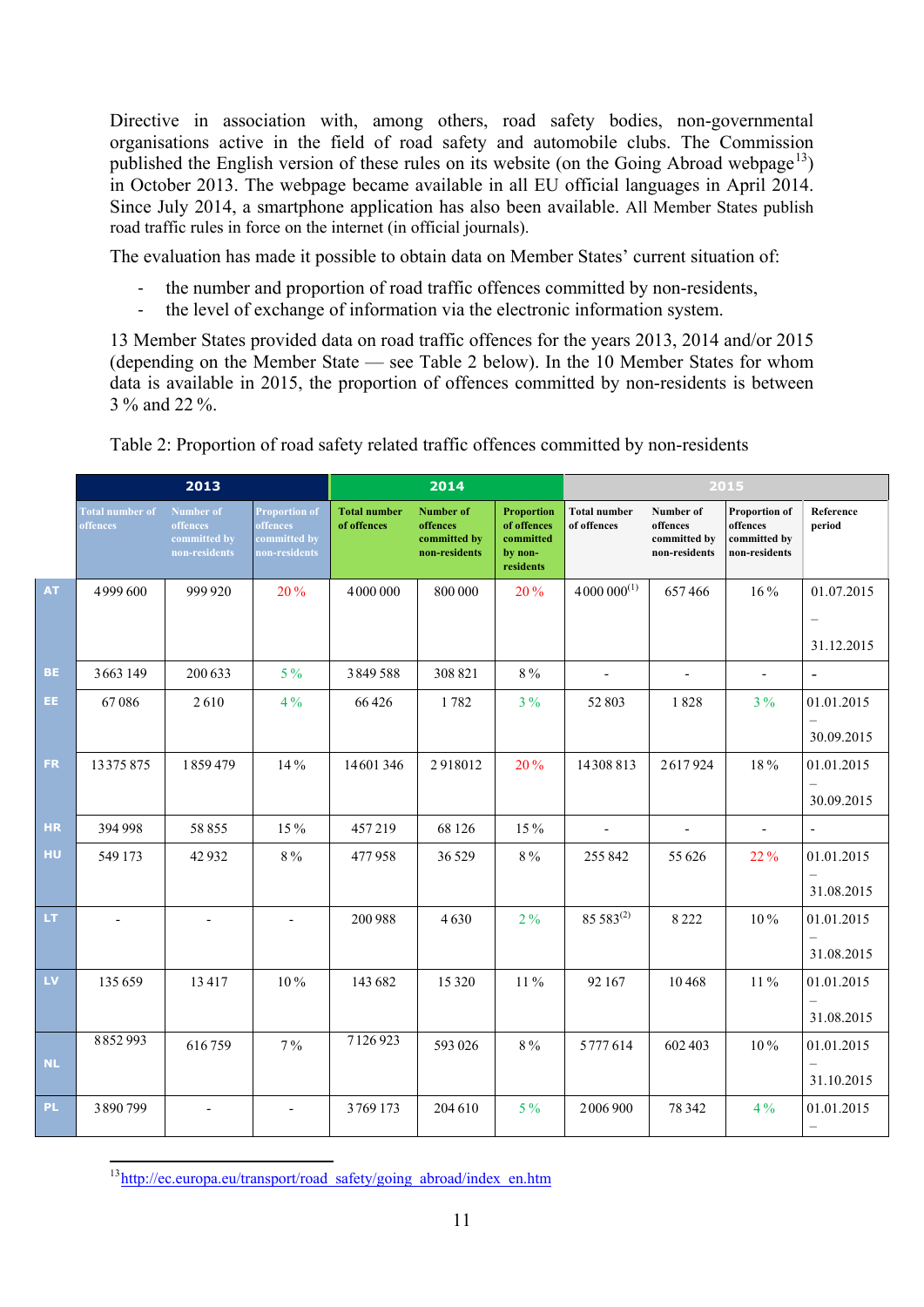Directive in association with, among others, road safety bodies, non-governmental organisations active in the field of road safety and automobile clubs. The Commission published the English version of these rules on its website (on the Going Abroad webpage[13]) in October 2013. The webpage became available in all EU official languages in April 2014. Since July 2014, a smartphone application has also been available. All Member States publish road traffic rules in force on the internet (in official journals).

The evaluation has made it possible to obtain data on Member States' current situation of:

- the number and proportion of road traffic offences committed by non-residents,
- the level of exchange of information via the electronic information system.

13 Member States provided data on road traffic offences for the years 2013, 2014 and/or 2015 (depending on the Member State — see Table 2 below). In the 10 Member States for whom data is available in 2015, the proportion of offences committed by non-residents is between 3 % and 22 %.

Table 2: Proportion of road safety related traffic offences committed by non-residents

| | 2013 | | | 2014 | | | 2015 | | | |
|---|---|---|---|---|---|---|---|---|---|---|
| | Total number of offences | Number of offences committed by non-residents | Proportion of offences committed by non-residents | Total number of offences | Number of offences committed by non-residents | Proportion of offences committed by non-residents | Total number of offences | Number of offences committed by non-residents | Proportion of offences committed by non-residents | Reference period |
| AT | 4 999 600 | 999 920 | 20 % | 4 000 000 | 800 000 | 20 % | 4 000 000[(1)] | 657 466 | 16 % | 01.07.2015 – 31.12.2015 |
| BE | 3 663 149 | 200 633 | 5 % | 3 849 588 | 308 821 | 8 % | - | - | - | - |
| EE | 67 086 | 2 610 | 4 % | 66 426 | 1 782 | 3 % | 52 803 | 1 828 | 3 % | 01.01.2015 – 30.09.2015 |
| FR | 13 375 875 | 1 859 479 | 14 % | 14 601 346 | 2 918012 | 20 % | 14 308 813 | 2 617 924 | 18 % | 01.01.2015 – 30.09.2015 |
| HR | 394 998 | 58 855 | 15 % | 457 219 | 68 126 | 15 % | - | - | - | - |
| HU | 549 173 | 42 932 | 8 % | 477 958 | 36 529 | 8 % | 255 842 | 55 626 | 22 % | 01.01.2015 – 31.08.2015 |
| LT | - | - | - | 200 988 | 4 630 | 2 % | 85 583[(2)] | 8 222 | 10 % | 01.01.2015 – 31.08.2015 |
| LV | 135 659 | 13 417 | 10 % | 143 682 | 15 320 | 11 % | 92 167 | 10 468 | 11 % | 01.01.2015 – 31.08.2015 |
| NL | 8 852 993 | 616 759 | 7 % | 7 126 923 | 593 026 | 8 % | 5 777 614 | 602 403 | 10 % | 01.01.2015 – 31.10.2015 |
| PL | 3 890 799 | - | - | 3 769 173 | 204 610 | 5 % | 2 006 900 | 78 342 | 4 % | 01.01.2015 – |

[13] http://ec.europa.eu/transport/road_safety/going_abroad/index_en.htm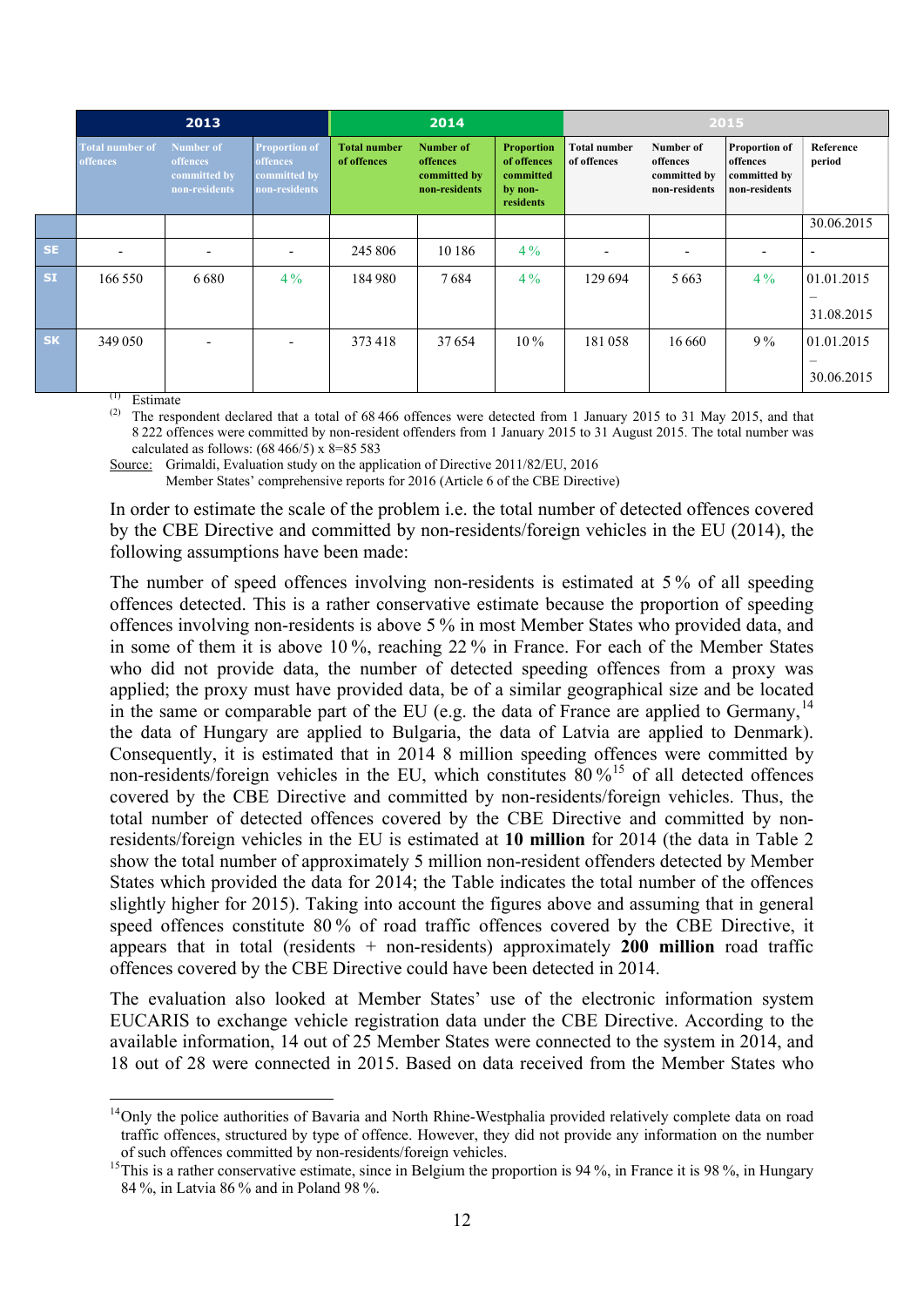| | 2013 | | | 2014 | | | 2015 | | | |
|---|---|---|---|---|---|---|---|---|---|---|
| | Total number of offences | Number of offences committed by non-residents | Proportion of offences committed by non-residents | Total number of offences | Number of offences committed by non-residents | Proportion of offences committed by non-residents | Total number of offences | Number of offences committed by non-residents | Proportion of offences committed by non-residents | Reference period |
| | | | | | | | | | | 30.06.2015 |
| SE | - | - | - | 245 806 | 10 186 | 4 % | - | - | - | - |
| SI | 166 550 | 6 680 | 4 % | 184 980 | 7 684 | 4 % | 129 694 | 5 663 | 4 % | 01.01.2015 – 31.08.2015 |
| SK | 349 050 | - | - | 373 418 | 37 654 | 10 % | 181 058 | 16 660 | 9 % | 01.01.2015 – 30.06.2015 |

(1) Estimate

(2) The respondent declared that a total of 68 466 offences were detected from 1 January 2015 to 31 May 2015, and that 8 222 offences were committed by non-resident offenders from 1 January 2015 to 31 August 2015. The total number was calculated as follows: (68 466/5) x 8=85 583

Source: Grimaldi, Evaluation study on the application of Directive 2011/82/EU, 2016
Member States' comprehensive reports for 2016 (Article 6 of the CBE Directive)

In order to estimate the scale of the problem i.e. the total number of detected offences covered by the CBE Directive and committed by non-residents/foreign vehicles in the EU (2014), the following assumptions have been made:

The number of speed offences involving non-residents is estimated at 5 % of all speeding offences detected. This is a rather conservative estimate because the proportion of speeding offences involving non-residents is above 5 % in most Member States who provided data, and in some of them it is above 10 %, reaching 22 % in France. For each of the Member States who did not provide data, the number of detected speeding offences from a proxy was applied; the proxy must have provided data, be of a similar geographical size and be located in the same or comparable part of the EU (e.g. the data of France are applied to Germany,[14] the data of Hungary are applied to Bulgaria, the data of Latvia are applied to Denmark). Consequently, it is estimated that in 2014 8 million speeding offences were committed by non-residents/foreign vehicles in the EU, which constitutes 80 %[15] of all detected offences covered by the CBE Directive and committed by non-residents/foreign vehicles. Thus, the total number of detected offences covered by the CBE Directive and committed by non-residents/foreign vehicles in the EU is estimated at **10 million** for 2014 (the data in Table 2 show the total number of approximately 5 million non-resident offenders detected by Member States which provided the data for 2014; the Table indicates the total number of the offences slightly higher for 2015). Taking into account the figures above and assuming that in general speed offences constitute 80 % of road traffic offences covered by the CBE Directive, it appears that in total (residents + non-residents) approximately **200 million** road traffic offences covered by the CBE Directive could have been detected in 2014.

The evaluation also looked at Member States' use of the electronic information system EUCARIS to exchange vehicle registration data under the CBE Directive. According to the available information, 14 out of 25 Member States were connected to the system in 2014, and 18 out of 28 were connected in 2015. Based on data received from the Member States who

[14] Only the police authorities of Bavaria and North Rhine-Westphalia provided relatively complete data on road traffic offences, structured by type of offence. However, they did not provide any information on the number of such offences committed by non-residents/foreign vehicles.

[15] This is a rather conservative estimate, since in Belgium the proportion is 94 %, in France it is 98 %, in Hungary 84 %, in Latvia 86 % and in Poland 98 %.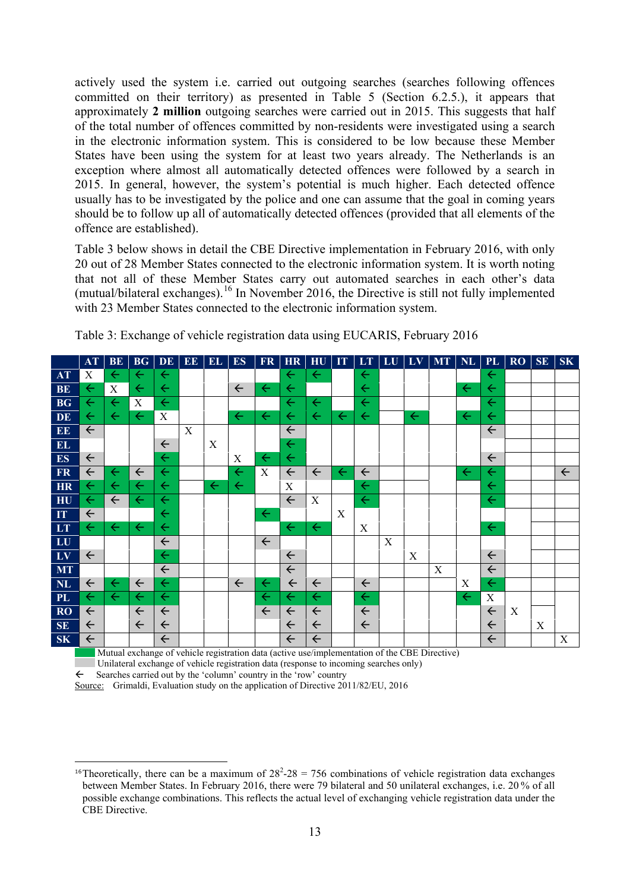actively used the system i.e. carried out outgoing searches (searches following offences committed on their territory) as presented in Table 5 (Section 6.2.5.), it appears that approximately **2 million** outgoing searches were carried out in 2015. This suggests that half of the total number of offences committed by non-residents were investigated using a search in the electronic information system. This is considered to be low because these Member States have been using the system for at least two years already. The Netherlands is an exception where almost all automatically detected offences were followed by a search in 2015. In general, however, the system's potential is much higher. Each detected offence usually has to be investigated by the police and one can assume that the goal in coming years should be to follow up all of automatically detected offences (provided that all elements of the offence are established).

Table 3 below shows in detail the CBE Directive implementation in February 2016, with only 20 out of 28 Member States connected to the electronic information system. It is worth noting that not all of these Member States carry out automated searches in each other's data (mutual/bilateral exchanges).[16] In November 2016, the Directive is still not fully implemented with 23 Member States connected to the electronic information system.

Table 3: Exchange of vehicle registration data using EUCARIS, February 2016

| | AT | BE | BG | DE | EE | EL | ES | FR | HR | HU | IT | LT | LU | LV | MT | NL | PL | RO | SE | SK |
|---|---|---|---|---|---|---|---|---|---|---|---|---|---|---|---|---|---|---|---|---|
| **AT** | X | ← | ← | ← | | | | | ← | ← | | ← | | | | | ← | | | |
| **BE** | ← | X | ← | ← | | | ← | ← | ← | | | ← | | | | ← | ← | | | |
| **BG** | ← | ← | X | ← | | | | | ← | ← | | ← | | | | | ← | | | |
| **DE** | ← | ← | ← | X | | | ← | ← | ← | ← | ← | ← | | ← | | ← | ← | | | |
| **EE** | ← | | | | X | | | | ← | | | | | | | | ← | | | |
| **EL** | | | | ← | | X | | | ← | | | | | | | | | | | |
| **ES** | ← | | | ← | | | X | ← | ← | | | | | | | | ← | | | |
| **FR** | ← | ← | ← | ← | | | ← | X | ← | ← | ← | ← | | | | ← | ← | | | ← |
| **HR** | ← | ← | ← | ← | | ← | ← | | X | | | ← | | | | | ← | | | |
| **HU** | ← | ← | ← | ← | | | | | ← | X | | ← | | | | | ← | | | |
| **IT** | ← | | | ← | | | | ← | | | X | | | | | | | | | |
| **LT** | ← | ← | ← | ← | | | | | ← | ← | | X | | | | | ← | | | |
| **LU** | | | | ← | | | | ← | | | | | X | | | | | | | |
| **LV** | ← | | | ← | | | | | ← | | | | | X | | | ← | | | |
| **MT** | | | | ← | | | | | ← | | | | | | X | | ← | | | |
| **NL** | ← | ← | ← | ← | | | ← | ← | ← | ← | | ← | | | | X | ← | | | |
| **PL** | ← | ← | ← | ← | | | | ← | ← | ← | | ← | | | | ← | X | | | |
| **RO** | ← | | ← | ← | | | | ← | ← | ← | | ← | | | | | ← | X | | |
| **SE** | ← | | ← | ← | | | | | ← | ← | | ← | | | | | ← | | X | |
| **SK** | ← | | | ← | | | | | ← | ← | | | | | | | ← | | | X |

(green) Mutual exchange of vehicle registration data (active use/implementation of the CBE Directive)
(grey) Unilateral exchange of vehicle registration data (response to incoming searches only)
← Searches carried out by the 'column' country in the 'row' country
Source: Grimaldi, Evaluation study on the application of Directive 2011/82/EU, 2016

[16] Theoretically, there can be a maximum of $28^2$-28 = 756 combinations of vehicle registration data exchanges between Member States. In February 2016, there were 79 bilateral and 50 unilateral exchanges, i.e. 20 % of all possible exchange combinations. This reflects the actual level of exchanging vehicle registration data under the CBE Directive.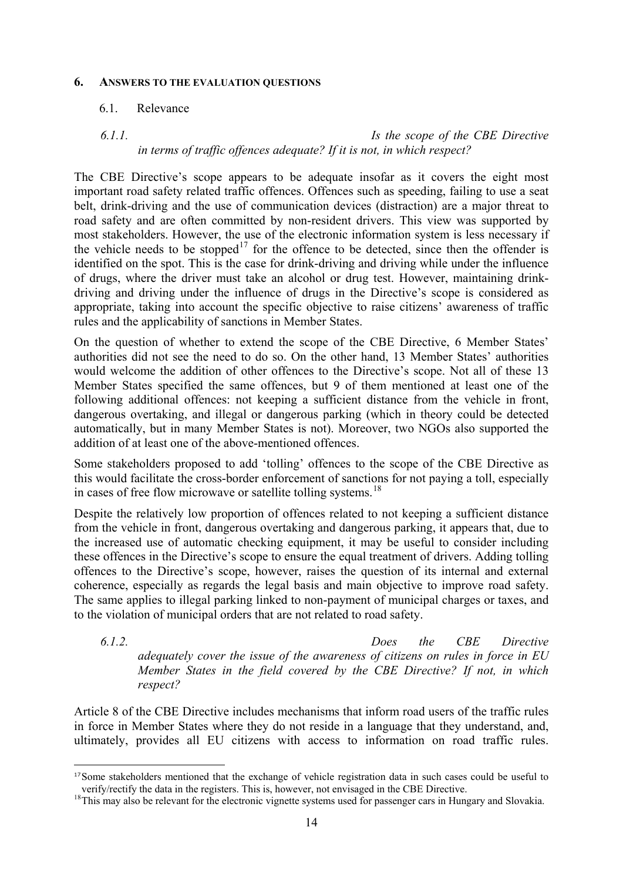## 6. Answers to the evaluation questions

### 6.1. Relevance

#### *6.1.1. Is the scope of the CBE Directive in terms of traffic offences adequate? If it is not, in which respect?*

The CBE Directive's scope appears to be adequate insofar as it covers the eight most important road safety related traffic offences. Offences such as speeding, failing to use a seat belt, drink-driving and the use of communication devices (distraction) are a major threat to road safety and are often committed by non-resident drivers. This view was supported by most stakeholders. However, the use of the electronic information system is less necessary if the vehicle needs to be stopped[17] for the offence to be detected, since then the offender is identified on the spot. This is the case for drink-driving and driving while under the influence of drugs, where the driver must take an alcohol or drug test. However, maintaining drink-driving and driving under the influence of drugs in the Directive's scope is considered as appropriate, taking into account the specific objective to raise citizens' awareness of traffic rules and the applicability of sanctions in Member States.

On the question of whether to extend the scope of the CBE Directive, 6 Member States' authorities did not see the need to do so. On the other hand, 13 Member States' authorities would welcome the addition of other offences to the Directive's scope. Not all of these 13 Member States specified the same offences, but 9 of them mentioned at least one of the following additional offences: not keeping a sufficient distance from the vehicle in front, dangerous overtaking, and illegal or dangerous parking (which in theory could be detected automatically, but in many Member States is not). Moreover, two NGOs also supported the addition of at least one of the above-mentioned offences.

Some stakeholders proposed to add 'tolling' offences to the scope of the CBE Directive as this would facilitate the cross-border enforcement of sanctions for not paying a toll, especially in cases of free flow microwave or satellite tolling systems.[18]

Despite the relatively low proportion of offences related to not keeping a sufficient distance from the vehicle in front, dangerous overtaking and dangerous parking, it appears that, due to the increased use of automatic checking equipment, it may be useful to consider including these offences in the Directive's scope to ensure the equal treatment of drivers. Adding tolling offences to the Directive's scope, however, raises the question of its internal and external coherence, especially as regards the legal basis and main objective to improve road safety. The same applies to illegal parking linked to non-payment of municipal charges or taxes, and to the violation of municipal orders that are not related to road safety.

#### *6.1.2. Does the CBE Directive adequately cover the issue of the awareness of citizens on rules in force in EU Member States in the field covered by the CBE Directive? If not, in which respect?*

Article 8 of the CBE Directive includes mechanisms that inform road users of the traffic rules in force in Member States where they do not reside in a language that they understand, and, ultimately, provides all EU citizens with access to information on road traffic rules.

---

[17] Some stakeholders mentioned that the exchange of vehicle registration data in such cases could be useful to verify/rectify the data in the registers. This is, however, not envisaged in the CBE Directive.

[18] This may also be relevant for the electronic vignette systems used for passenger cars in Hungary and Slovakia.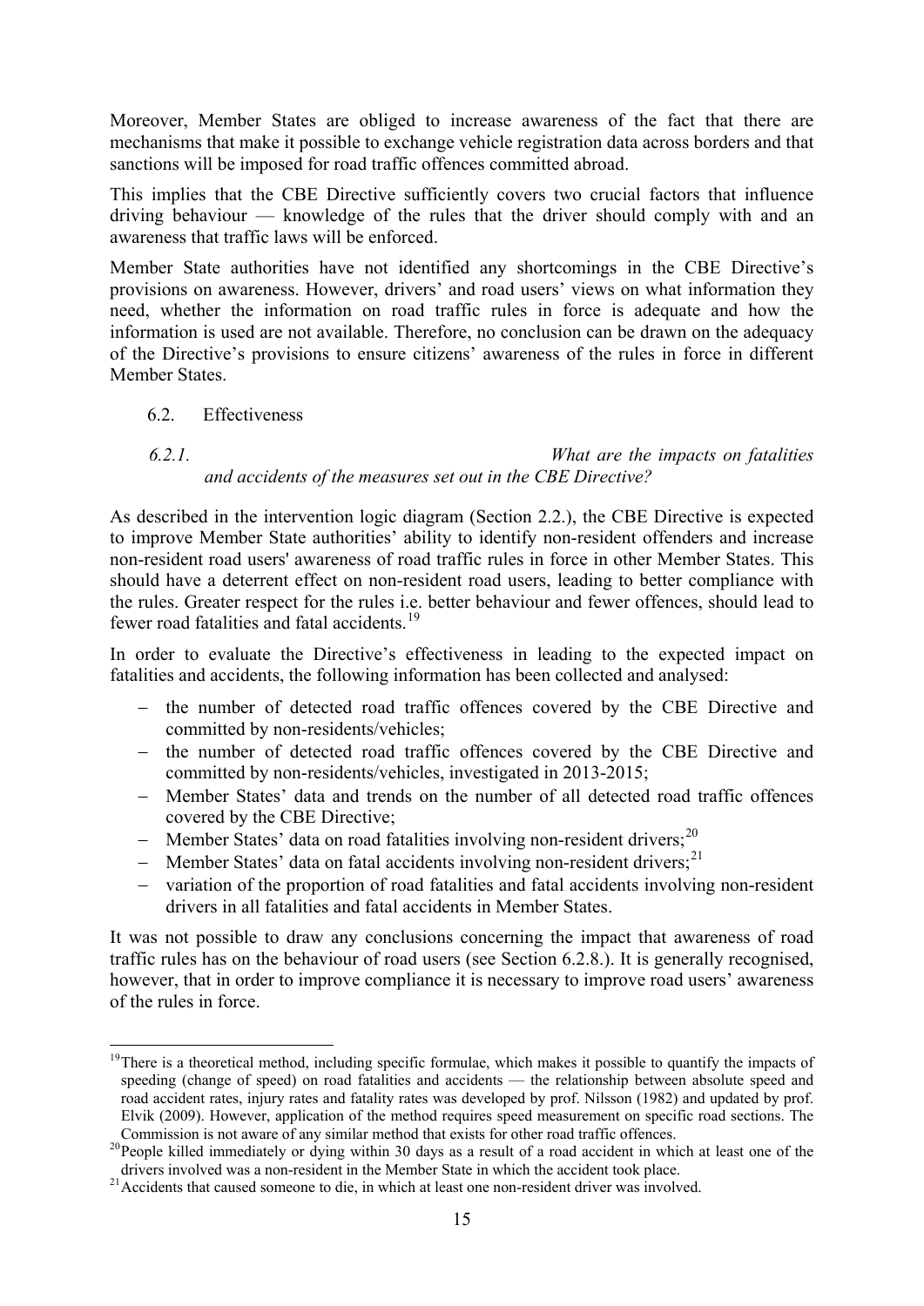Moreover, Member States are obliged to increase awareness of the fact that there are mechanisms that make it possible to exchange vehicle registration data across borders and that sanctions will be imposed for road traffic offences committed abroad.

This implies that the CBE Directive sufficiently covers two crucial factors that influence driving behaviour — knowledge of the rules that the driver should comply with and an awareness that traffic laws will be enforced.

Member State authorities have not identified any shortcomings in the CBE Directive's provisions on awareness. However, drivers' and road users' views on what information they need, whether the information on road traffic rules in force is adequate and how the information is used are not available. Therefore, no conclusion can be drawn on the adequacy of the Directive's provisions to ensure citizens' awareness of the rules in force in different Member States.

## 6.2. Effectiveness

### *6.2.1. What are the impacts on fatalities and accidents of the measures set out in the CBE Directive?*

As described in the intervention logic diagram (Section 2.2.), the CBE Directive is expected to improve Member State authorities' ability to identify non-resident offenders and increase non-resident road users' awareness of road traffic rules in force in other Member States. This should have a deterrent effect on non-resident road users, leading to better compliance with the rules. Greater respect for the rules i.e. better behaviour and fewer offences, should lead to fewer road fatalities and fatal accidents.[19]

In order to evaluate the Directive's effectiveness in leading to the expected impact on fatalities and accidents, the following information has been collected and analysed:

- the number of detected road traffic offences covered by the CBE Directive and committed by non-residents/vehicles;
- the number of detected road traffic offences covered by the CBE Directive and committed by non-residents/vehicles, investigated in 2013-2015;
- Member States' data and trends on the number of all detected road traffic offences covered by the CBE Directive;
- Member States' data on road fatalities involving non-resident drivers;[20]
- Member States' data on fatal accidents involving non-resident drivers;[21]
- variation of the proportion of road fatalities and fatal accidents involving non-resident drivers in all fatalities and fatal accidents in Member States.

It was not possible to draw any conclusions concerning the impact that awareness of road traffic rules has on the behaviour of road users (see Section 6.2.8.). It is generally recognised, however, that in order to improve compliance it is necessary to improve road users' awareness of the rules in force.

---

[19] There is a theoretical method, including specific formulae, which makes it possible to quantify the impacts of speeding (change of speed) on road fatalities and accidents — the relationship between absolute speed and road accident rates, injury rates and fatality rates was developed by prof. Nilsson (1982) and updated by prof. Elvik (2009). However, application of the method requires speed measurement on specific road sections. The Commission is not aware of any similar method that exists for other road traffic offences.

[20] People killed immediately or dying within 30 days as a result of a road accident in which at least one of the drivers involved was a non-resident in the Member State in which the accident took place.

[21] Accidents that caused someone to die, in which at least one non-resident driver was involved.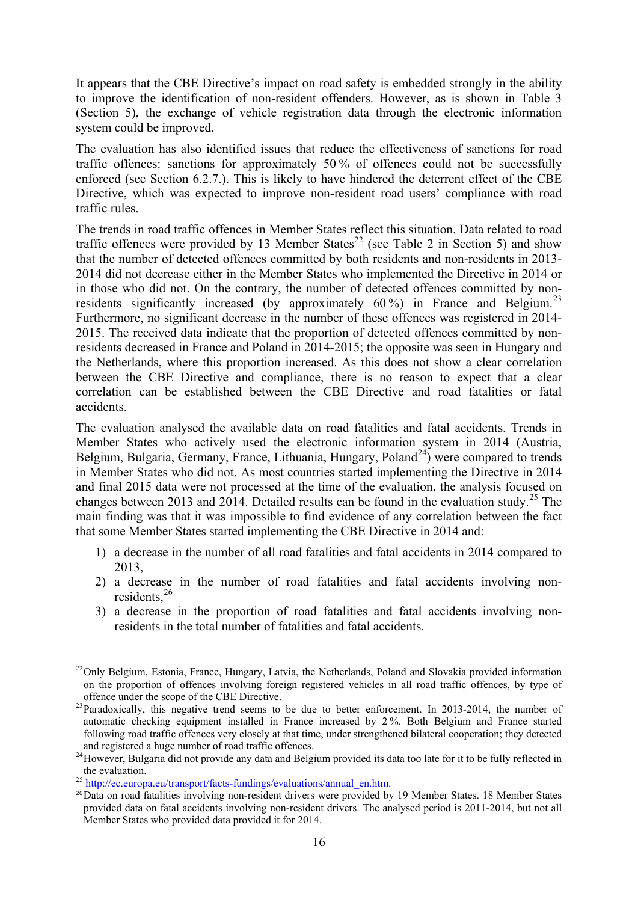It appears that the CBE Directive's impact on road safety is embedded strongly in the ability to improve the identification of non-resident offenders. However, as is shown in Table 3 (Section 5), the exchange of vehicle registration data through the electronic information system could be improved.

The evaluation has also identified issues that reduce the effectiveness of sanctions for road traffic offences: sanctions for approximately 50 % of offences could not be successfully enforced (see Section 6.2.7.). This is likely to have hindered the deterrent effect of the CBE Directive, which was expected to improve non-resident road users' compliance with road traffic rules.

The trends in road traffic offences in Member States reflect this situation. Data related to road traffic offences were provided by 13 Member States[22] (see Table 2 in Section 5) and show that the number of detected offences committed by both residents and non-residents in 2013-2014 did not decrease either in the Member States who implemented the Directive in 2014 or in those who did not. On the contrary, the number of detected offences committed by non-residents significantly increased (by approximately 60 %) in France and Belgium.[23] Furthermore, no significant decrease in the number of these offences was registered in 2014-2015. The received data indicate that the proportion of detected offences committed by non-residents decreased in France and Poland in 2014-2015; the opposite was seen in Hungary and the Netherlands, where this proportion increased. As this does not show a clear correlation between the CBE Directive and compliance, there is no reason to expect that a clear correlation can be established between the CBE Directive and road fatalities or fatal accidents.

The evaluation analysed the available data on road fatalities and fatal accidents. Trends in Member States who actively used the electronic information system in 2014 (Austria, Belgium, Bulgaria, Germany, France, Lithuania, Hungary, Poland[24]) were compared to trends in Member States who did not. As most countries started implementing the Directive in 2014 and final 2015 data were not processed at the time of the evaluation, the analysis focused on changes between 2013 and 2014. Detailed results can be found in the evaluation study.[25] The main finding was that it was impossible to find evidence of any correlation between the fact that some Member States started implementing the CBE Directive in 2014 and:

1) a decrease in the number of all road fatalities and fatal accidents in 2014 compared to 2013,
2) a decrease in the number of road fatalities and fatal accidents involving non-residents,[26]
3) a decrease in the proportion of road fatalities and fatal accidents involving non-residents in the total number of fatalities and fatal accidents.

---

[22] Only Belgium, Estonia, France, Hungary, Latvia, the Netherlands, Poland and Slovakia provided information on the proportion of offences involving foreign registered vehicles in all road traffic offences, by type of offence under the scope of the CBE Directive.

[23] Paradoxically, this negative trend seems to be due to better enforcement. In 2013-2014, the number of automatic checking equipment installed in France increased by 2 %. Both Belgium and France started following road traffic offences very closely at that time, under strengthened bilateral cooperation; they detected and registered a huge number of road traffic offences.

[24] However, Bulgaria did not provide any data and Belgium provided its data too late for it to be fully reflected in the evaluation.

[25] http://ec.europa.eu/transport/facts-fundings/evaluations/annual_en.htm.

[26] Data on road fatalities involving non-resident drivers were provided by 19 Member States. 18 Member States provided data on fatal accidents involving non-resident drivers. The analysed period is 2011-2014, but not all Member States who provided data provided it for 2014.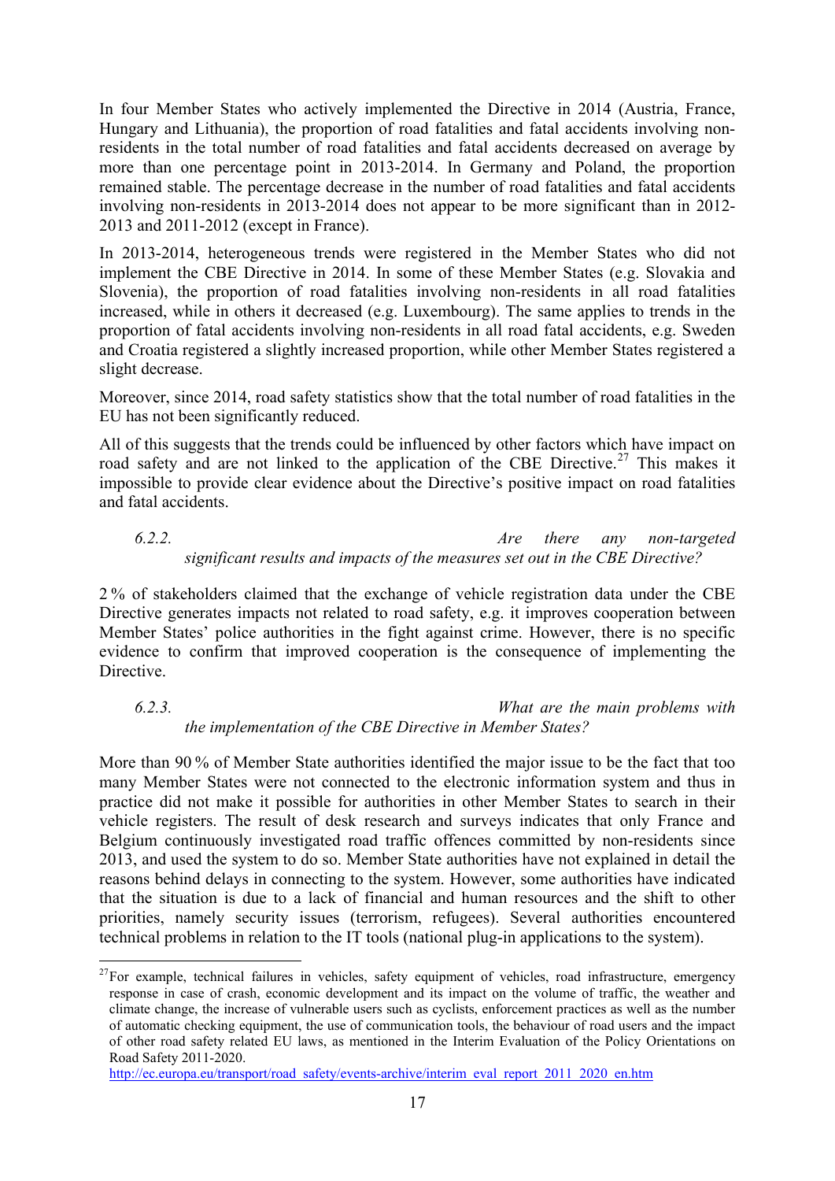In four Member States who actively implemented the Directive in 2014 (Austria, France, Hungary and Lithuania), the proportion of road fatalities and fatal accidents involving non-residents in the total number of road fatalities and fatal accidents decreased on average by more than one percentage point in 2013-2014. In Germany and Poland, the proportion remained stable. The percentage decrease in the number of road fatalities and fatal accidents involving non-residents in 2013-2014 does not appear to be more significant than in 2012-2013 and 2011-2012 (except in France).

In 2013-2014, heterogeneous trends were registered in the Member States who did not implement the CBE Directive in 2014. In some of these Member States (e.g. Slovakia and Slovenia), the proportion of road fatalities involving non-residents in all road fatalities increased, while in others it decreased (e.g. Luxembourg). The same applies to trends in the proportion of fatal accidents involving non-residents in all road fatal accidents, e.g. Sweden and Croatia registered a slightly increased proportion, while other Member States registered a slight decrease.

Moreover, since 2014, road safety statistics show that the total number of road fatalities in the EU has not been significantly reduced.

All of this suggests that the trends could be influenced by other factors which have impact on road safety and are not linked to the application of the CBE Directive.[27] This makes it impossible to provide clear evidence about the Directive's positive impact on road fatalities and fatal accidents.

#### *6.2.2. Are there any non-targeted significant results and impacts of the measures set out in the CBE Directive?*

2 % of stakeholders claimed that the exchange of vehicle registration data under the CBE Directive generates impacts not related to road safety, e.g. it improves cooperation between Member States' police authorities in the fight against crime. However, there is no specific evidence to confirm that improved cooperation is the consequence of implementing the Directive.

#### *6.2.3. What are the main problems with the implementation of the CBE Directive in Member States?*

More than 90 % of Member State authorities identified the major issue to be the fact that too many Member States were not connected to the electronic information system and thus in practice did not make it possible for authorities in other Member States to search in their vehicle registers. The result of desk research and surveys indicates that only France and Belgium continuously investigated road traffic offences committed by non-residents since 2013, and used the system to do so. Member State authorities have not explained in detail the reasons behind delays in connecting to the system. However, some authorities have indicated that the situation is due to a lack of financial and human resources and the shift to other priorities, namely security issues (terrorism, refugees). Several authorities encountered technical problems in relation to the IT tools (national plug-in applications to the system).

---

[27] For example, technical failures in vehicles, safety equipment of vehicles, road infrastructure, emergency response in case of crash, economic development and its impact on the volume of traffic, the weather and climate change, the increase of vulnerable users such as cyclists, enforcement practices as well as the number of automatic checking equipment, the use of communication tools, the behaviour of road users and the impact of other road safety related EU laws, as mentioned in the Interim Evaluation of the Policy Orientations on Road Safety 2011-2020. http://ec.europa.eu/transport/road_safety/events-archive/interim_eval_report_2011_2020_en.htm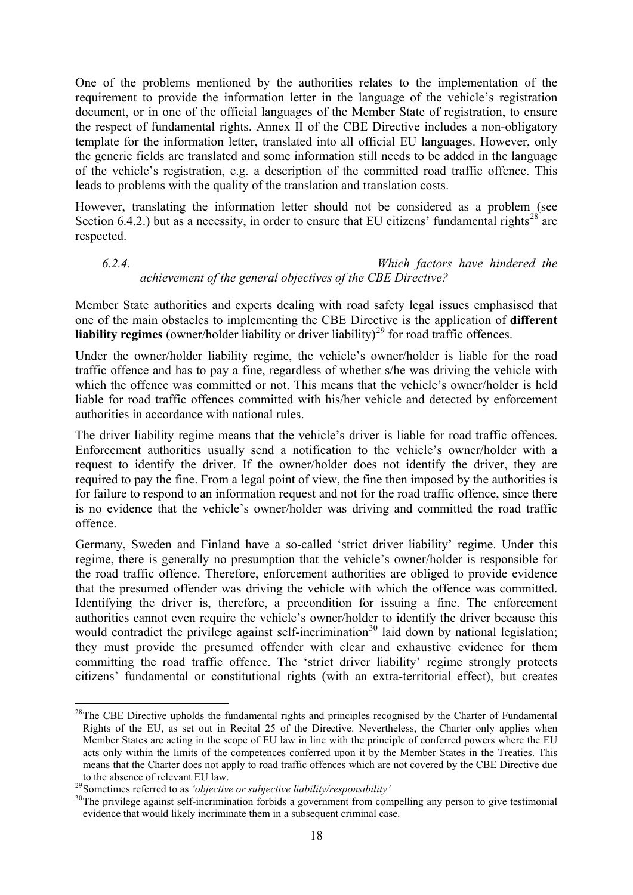One of the problems mentioned by the authorities relates to the implementation of the requirement to provide the information letter in the language of the vehicle's registration document, or in one of the official languages of the Member State of registration, to ensure the respect of fundamental rights. Annex II of the CBE Directive includes a non-obligatory template for the information letter, translated into all official EU languages. However, only the generic fields are translated and some information still needs to be added in the language of the vehicle's registration, e.g. a description of the committed road traffic offence. This leads to problems with the quality of the translation and translation costs.

However, translating the information letter should not be considered as a problem (see Section 6.4.2.) but as a necessity, in order to ensure that EU citizens' fundamental rights[28] are respected.

#### *6.2.4. Which factors have hindered the achievement of the general objectives of the CBE Directive?*

Member State authorities and experts dealing with road safety legal issues emphasised that one of the main obstacles to implementing the CBE Directive is the application of **different liability regimes** (owner/holder liability or driver liability)[29] for road traffic offences.

Under the owner/holder liability regime, the vehicle's owner/holder is liable for the road traffic offence and has to pay a fine, regardless of whether s/he was driving the vehicle with which the offence was committed or not. This means that the vehicle's owner/holder is held liable for road traffic offences committed with his/her vehicle and detected by enforcement authorities in accordance with national rules.

The driver liability regime means that the vehicle's driver is liable for road traffic offences. Enforcement authorities usually send a notification to the vehicle's owner/holder with a request to identify the driver. If the owner/holder does not identify the driver, they are required to pay the fine. From a legal point of view, the fine then imposed by the authorities is for failure to respond to an information request and not for the road traffic offence, since there is no evidence that the vehicle's owner/holder was driving and committed the road traffic offence.

Germany, Sweden and Finland have a so-called 'strict driver liability' regime. Under this regime, there is generally no presumption that the vehicle's owner/holder is responsible for the road traffic offence. Therefore, enforcement authorities are obliged to provide evidence that the presumed offender was driving the vehicle with which the offence was committed. Identifying the driver is, therefore, a precondition for issuing a fine. The enforcement authorities cannot even require the vehicle's owner/holder to identify the driver because this would contradict the privilege against self-incrimination[30] laid down by national legislation; they must provide the presumed offender with clear and exhaustive evidence for them committing the road traffic offence. The 'strict driver liability' regime strongly protects citizens' fundamental or constitutional rights (with an extra-territorial effect), but creates

[28] The CBE Directive upholds the fundamental rights and principles recognised by the Charter of Fundamental Rights of the EU, as set out in Recital 25 of the Directive. Nevertheless, the Charter only applies when Member States are acting in the scope of EU law in line with the principle of conferred powers where the EU acts only within the limits of the competences conferred upon it by the Member States in the Treaties. This means that the Charter does not apply to road traffic offences which are not covered by the CBE Directive due to the absence of relevant EU law.

[29] Sometimes referred to as *'objective or subjective liability/responsibility'*

[30] The privilege against self-incrimination forbids a government from compelling any person to give testimonial evidence that would likely incriminate them in a subsequent criminal case.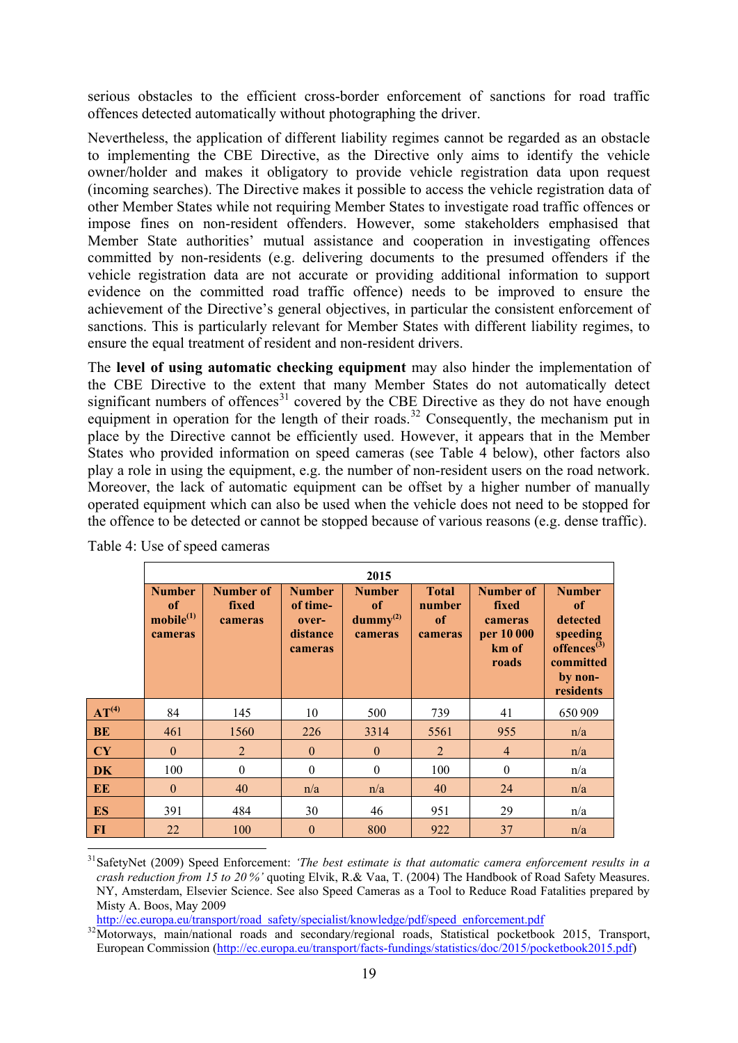serious obstacles to the efficient cross-border enforcement of sanctions for road traffic offences detected automatically without photographing the driver.

Nevertheless, the application of different liability regimes cannot be regarded as an obstacle to implementing the CBE Directive, as the Directive only aims to identify the vehicle owner/holder and makes it obligatory to provide vehicle registration data upon request (incoming searches). The Directive makes it possible to access the vehicle registration data of other Member States while not requiring Member States to investigate road traffic offences or impose fines on non-resident offenders. However, some stakeholders emphasised that Member State authorities' mutual assistance and cooperation in investigating offences committed by non-residents (e.g. delivering documents to the presumed offenders if the vehicle registration data are not accurate or providing additional information to support evidence on the committed road traffic offence) needs to be improved to ensure the achievement of the Directive's general objectives, in particular the consistent enforcement of sanctions. This is particularly relevant for Member States with different liability regimes, to ensure the equal treatment of resident and non-resident drivers.

The **level of using automatic checking equipment** may also hinder the implementation of the CBE Directive to the extent that many Member States do not automatically detect significant numbers of offences[31] covered by the CBE Directive as they do not have enough equipment in operation for the length of their roads.[32] Consequently, the mechanism put in place by the Directive cannot be efficiently used. However, it appears that in the Member States who provided information on speed cameras (see Table 4 below), other factors also play a role in using the equipment, e.g. the number of non-resident users on the road network. Moreover, the lack of automatic equipment can be offset by a higher number of manually operated equipment which can also be used when the vehicle does not need to be stopped for the offence to be detected or cannot be stopped because of various reasons (e.g. dense traffic).

Table 4: Use of speed cameras

| | 2015 | | | | | | |
|---|---|---|---|---|---|---|---|
| | **Number of mobile[(1)] cameras** | **Number of fixed cameras** | **Number of time-over-distance cameras** | **Number of dummy[(2)] cameras** | **Total number of cameras** | **Number of fixed cameras per 10 000 km of roads** | **Number of detected speeding offences[(3)] committed by non-residents** |
| **AT[(4)]** | 84 | 145 | 10 | 500 | 739 | 41 | 650 909 |
| **BE** | 461 | 1560 | 226 | 3314 | 5561 | 955 | n/a |
| **CY** | 0 | 2 | 0 | 0 | 2 | 4 | n/a |
| **DK** | 100 | 0 | 0 | 0 | 100 | 0 | n/a |
| **EE** | 0 | 40 | n/a | n/a | 40 | 24 | n/a |
| **ES** | 391 | 484 | 30 | 46 | 951 | 29 | n/a |
| **FI** | 22 | 100 | 0 | 800 | 922 | 37 | n/a |

[31] SafetyNet (2009) Speed Enforcement: *'The best estimate is that automatic camera enforcement results in a crash reduction from 15 to 20 %'* quoting Elvik, R.& Vaa, T. (2004) The Handbook of Road Safety Measures. NY, Amsterdam, Elsevier Science. See also Speed Cameras as a Tool to Reduce Road Fatalities prepared by Misty A. Boos, May 2009 http://ec.europa.eu/transport/road_safety/specialist/knowledge/pdf/speed_enforcement.pdf

[32] Motorways, main/national roads and secondary/regional roads, Statistical pocketbook 2015, Transport, European Commission (http://ec.europa.eu/transport/facts-fundings/statistics/doc/2015/pocketbook2015.pdf)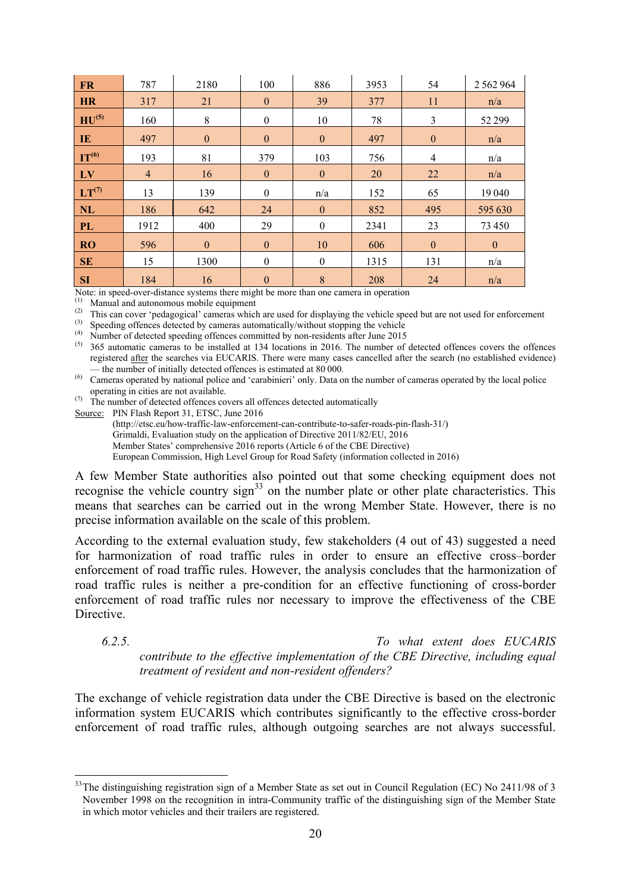| | | | | | | | |
|---|---|---|---|---|---|---|---|
| **FR** | 787 | 2180 | 100 | 886 | 3953 | 54 | 2 562 964 |
| **HR** | 317 | 21 | 0 | 39 | 377 | 11 | n/a |
| **HU**[(5)] | 160 | 8 | 0 | 10 | 78 | 3 | 52 299 |
| **IE** | 497 | 0 | 0 | 0 | 497 | 0 | n/a |
| **IT**[(6)] | 193 | 81 | 379 | 103 | 756 | 4 | n/a |
| **LV** | 4 | 16 | 0 | 0 | 20 | 22 | n/a |
| **LT**[(7)] | 13 | 139 | 0 | n/a | 152 | 65 | 19 040 |
| **NL** | 186 | 642 | 24 | 0 | 852 | 495 | 595 630 |
| **PL** | 1912 | 400 | 29 | 0 | 2341 | 23 | 73 450 |
| **RO** | 596 | 0 | 0 | 10 | 606 | 0 | 0 |
| **SE** | 15 | 1300 | 0 | 0 | 1315 | 131 | n/a |
| **SI** | 184 | 16 | 0 | 8 | 208 | 24 | n/a |

Note: in speed-over-distance systems there might be more than one camera in operation

(1) Manual and autonomous mobile equipment

(2) This can cover 'pedagogical' cameras which are used for displaying the vehicle speed but are not used for enforcement

(3) Speeding offences detected by cameras automatically/without stopping the vehicle

(4) Number of detected speeding offences committed by non-residents after June 2015

(5) 365 automatic cameras to be installed at 134 locations in 2016. The number of detected offences covers the offences registered after the searches via EUCARIS. There were many cases cancelled after the search (no established evidence) — the number of initially detected offences is estimated at 80 000.

(6) Cameras operated by national police and 'carabinieri' only. Data on the number of cameras operated by the local police operating in cities are not available.

(7) The number of detected offences covers all offences detected automatically

Source: PIN Flash Report 31, ETSC, June 2016 (http://etsc.eu/how-traffic-law-enforcement-can-contribute-to-safer-roads-pin-flash-31/)
Grimaldi, Evaluation study on the application of Directive 2011/82/EU, 2016
Member States' comprehensive 2016 reports (Article 6 of the CBE Directive)
European Commission, High Level Group for Road Safety (information collected in 2016)

A few Member State authorities also pointed out that some checking equipment does not recognise the vehicle country sign[33] on the number plate or other plate characteristics. This means that searches can be carried out in the wrong Member State. However, there is no precise information available on the scale of this problem.

According to the external evaluation study, few stakeholders (4 out of 43) suggested a need for harmonization of road traffic rules in order to ensure an effective cross–border enforcement of road traffic rules. However, the analysis concludes that the harmonization of road traffic rules is neither a pre-condition for an effective functioning of cross-border enforcement of road traffic rules nor necessary to improve the effectiveness of the CBE Directive.

### *6.2.5. To what extent does EUCARIS contribute to the effective implementation of the CBE Directive, including equal treatment of resident and non-resident offenders?*

The exchange of vehicle registration data under the CBE Directive is based on the electronic information system EUCARIS which contributes significantly to the effective cross-border enforcement of road traffic rules, although outgoing searches are not always successful.

[33] The distinguishing registration sign of a Member State as set out in Council Regulation (EC) No 2411/98 of 3 November 1998 on the recognition in intra-Community traffic of the distinguishing sign of the Member State in which motor vehicles and their trailers are registered.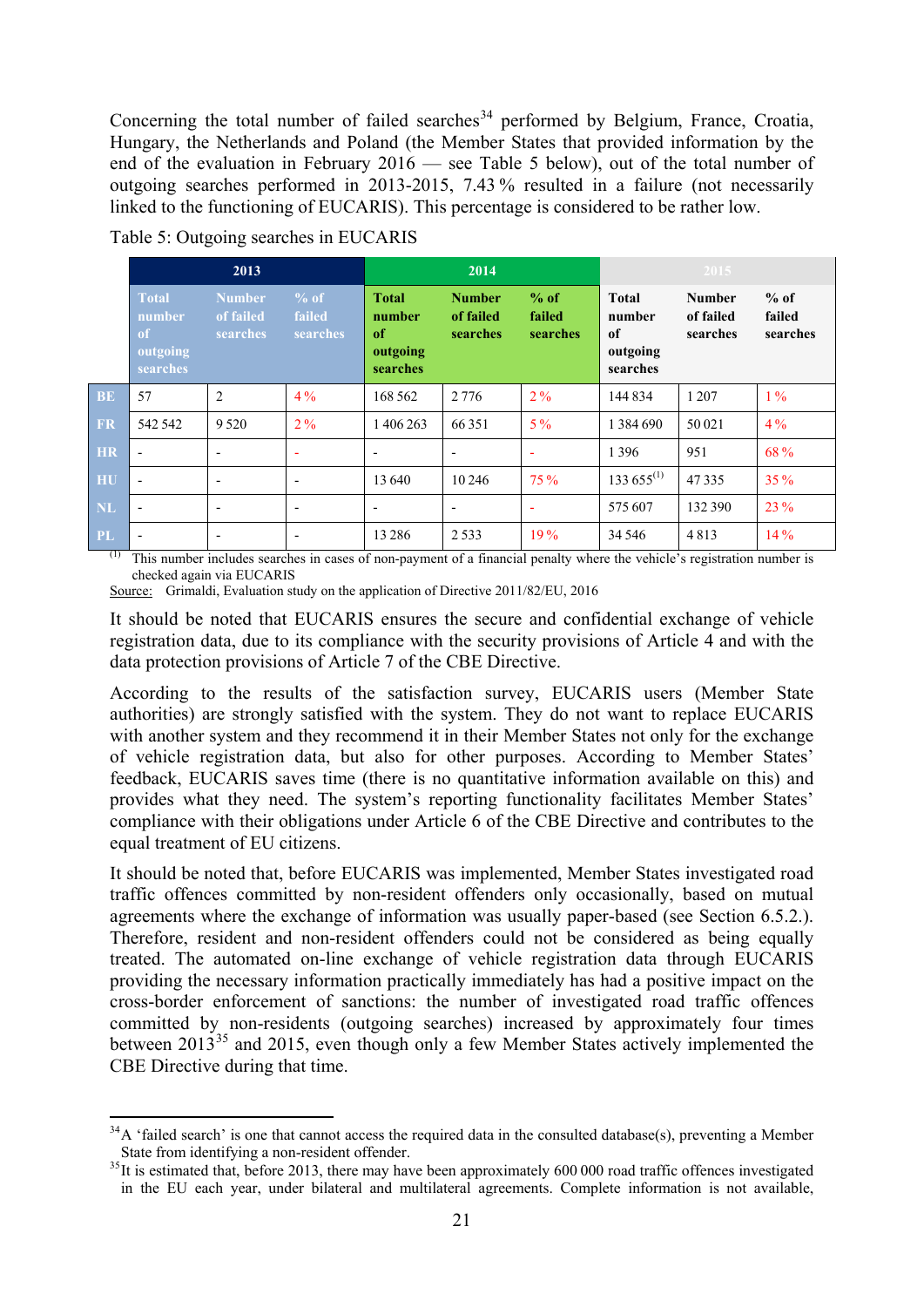Concerning the total number of failed searches[34] performed by Belgium, France, Croatia, Hungary, the Netherlands and Poland (the Member States that provided information by the end of the evaluation in February 2016 — see Table 5 below), out of the total number of outgoing searches performed in 2013-2015, 7.43 % resulted in a failure (not necessarily linked to the functioning of EUCARIS). This percentage is considered to be rather low.

Table 5: Outgoing searches in EUCARIS

| | 2013 | | | 2014 | | | 2015 | | |
|---|---|---|---|---|---|---|---|---|---|
| | Total number of outgoing searches | Number of failed searches | % of failed searches | Total number of outgoing searches | Number of failed searches | % of failed searches | Total number of outgoing searches | Number of failed searches | % of failed searches |
| BE | 57 | 2 | 4 % | 168 562 | 2 776 | 2 % | 144 834 | 1 207 | 1 % |
| FR | 542 542 | 9 520 | 2 % | 1 406 263 | 66 351 | 5 % | 1 384 690 | 50 021 | 4 % |
| HR | - | - | - | - | - | - | 1 396 | 951 | 68 % |
| HU | - | - | - | 13 640 | 10 246 | 75 % | 133 655[(1)] | 47 335 | 35 % |
| NL | - | - | - | - | - | - | 575 607 | 132 390 | 23 % |
| PL | - | - | - | 13 286 | 2 533 | 19 % | 34 546 | 4 813 | 14 % |

[(1)] This number includes searches in cases of non-payment of a financial penalty where the vehicle's registration number is checked again via EUCARIS

Source: Grimaldi, Evaluation study on the application of Directive 2011/82/EU, 2016

It should be noted that EUCARIS ensures the secure and confidential exchange of vehicle registration data, due to its compliance with the security provisions of Article 4 and with the data protection provisions of Article 7 of the CBE Directive.

According to the results of the satisfaction survey, EUCARIS users (Member State authorities) are strongly satisfied with the system. They do not want to replace EUCARIS with another system and they recommend it in their Member States not only for the exchange of vehicle registration data, but also for other purposes. According to Member States' feedback, EUCARIS saves time (there is no quantitative information available on this) and provides what they need. The system's reporting functionality facilitates Member States' compliance with their obligations under Article 6 of the CBE Directive and contributes to the equal treatment of EU citizens.

It should be noted that, before EUCARIS was implemented, Member States investigated road traffic offences committed by non-resident offenders only occasionally, based on mutual agreements where the exchange of information was usually paper-based (see Section 6.5.2.). Therefore, resident and non-resident offenders could not be considered as being equally treated. The automated on-line exchange of vehicle registration data through EUCARIS providing the necessary information practically immediately has had a positive impact on the cross-border enforcement of sanctions: the number of investigated road traffic offences committed by non-residents (outgoing searches) increased by approximately four times between 2013[35] and 2015, even though only a few Member States actively implemented the CBE Directive during that time.

[34] A 'failed search' is one that cannot access the required data in the consulted database(s), preventing a Member State from identifying a non-resident offender.

[35] It is estimated that, before 2013, there may have been approximately 600 000 road traffic offences investigated in the EU each year, under bilateral and multilateral agreements. Complete information is not available,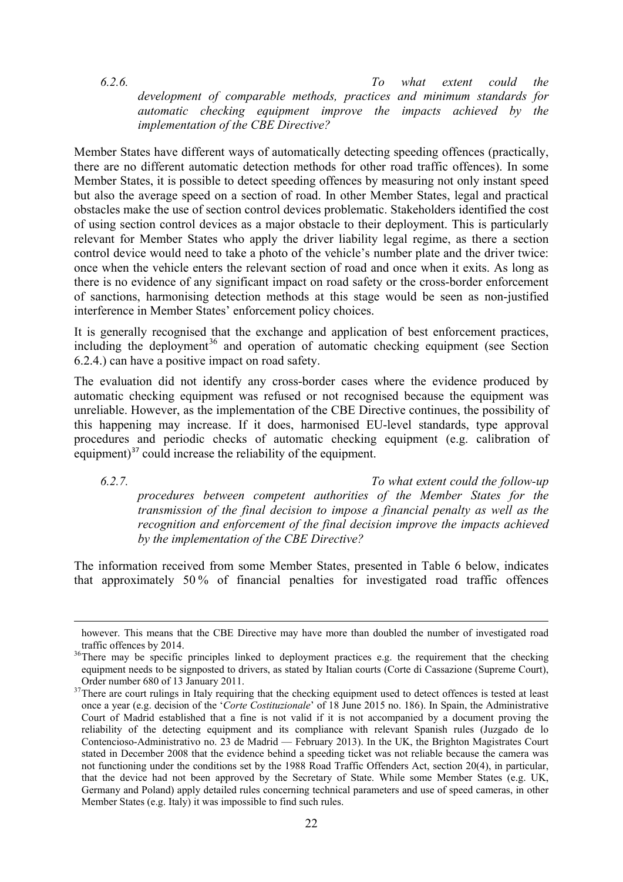#### *6.2.6. To what extent could the development of comparable methods, practices and minimum standards for automatic checking equipment improve the impacts achieved by the implementation of the CBE Directive?*

Member States have different ways of automatically detecting speeding offences (practically, there are no different automatic detection methods for other road traffic offences). In some Member States, it is possible to detect speeding offences by measuring not only instant speed but also the average speed on a section of road. In other Member States, legal and practical obstacles make the use of section control devices problematic. Stakeholders identified the cost of using section control devices as a major obstacle to their deployment. This is particularly relevant for Member States who apply the driver liability legal regime, as there a section control device would need to take a photo of the vehicle's number plate and the driver twice: once when the vehicle enters the relevant section of road and once when it exits. As long as there is no evidence of any significant impact on road safety or the cross-border enforcement of sanctions, harmonising detection methods at this stage would be seen as non-justified interference in Member States' enforcement policy choices.

It is generally recognised that the exchange and application of best enforcement practices, including the deployment[36] and operation of automatic checking equipment (see Section 6.2.4.) can have a positive impact on road safety.

The evaluation did not identify any cross-border cases where the evidence produced by automatic checking equipment was refused or not recognised because the equipment was unreliable. However, as the implementation of the CBE Directive continues, the possibility of this happening may increase. If it does, harmonised EU-level standards, type approval procedures and periodic checks of automatic checking equipment (e.g. calibration of equipment)[37] could increase the reliability of the equipment.

#### *6.2.7. To what extent could the follow-up procedures between competent authorities of the Member States for the transmission of the final decision to impose a financial penalty as well as the recognition and enforcement of the final decision improve the impacts achieved by the implementation of the CBE Directive?*

The information received from some Member States, presented in Table 6 below, indicates that approximately 50 % of financial penalties for investigated road traffic offences

---

however. This means that the CBE Directive may have more than doubled the number of investigated road traffic offences by 2014.

[36] There may be specific principles linked to deployment practices e.g. the requirement that the checking equipment needs to be signposted to drivers, as stated by Italian courts (Corte di Cassazione (Supreme Court), Order number 680 of 13 January 2011.

[37] There are court rulings in Italy requiring that the checking equipment used to detect offences is tested at least once a year (e.g. decision of the '*Corte Costituzionale*' of 18 June 2015 no. 186). In Spain, the Administrative Court of Madrid established that a fine is not valid if it is not accompanied by a document proving the reliability of the detecting equipment and its compliance with relevant Spanish rules (Juzgado de lo Contencioso-Administrativo no. 23 de Madrid — February 2013). In the UK, the Brighton Magistrates Court stated in December 2008 that the evidence behind a speeding ticket was not reliable because the camera was not functioning under the conditions set by the 1988 Road Traffic Offenders Act, section 20(4), in particular, that the device had not been approved by the Secretary of State. While some Member States (e.g. UK, Germany and Poland) apply detailed rules concerning technical parameters and use of speed cameras, in other Member States (e.g. Italy) it was impossible to find such rules.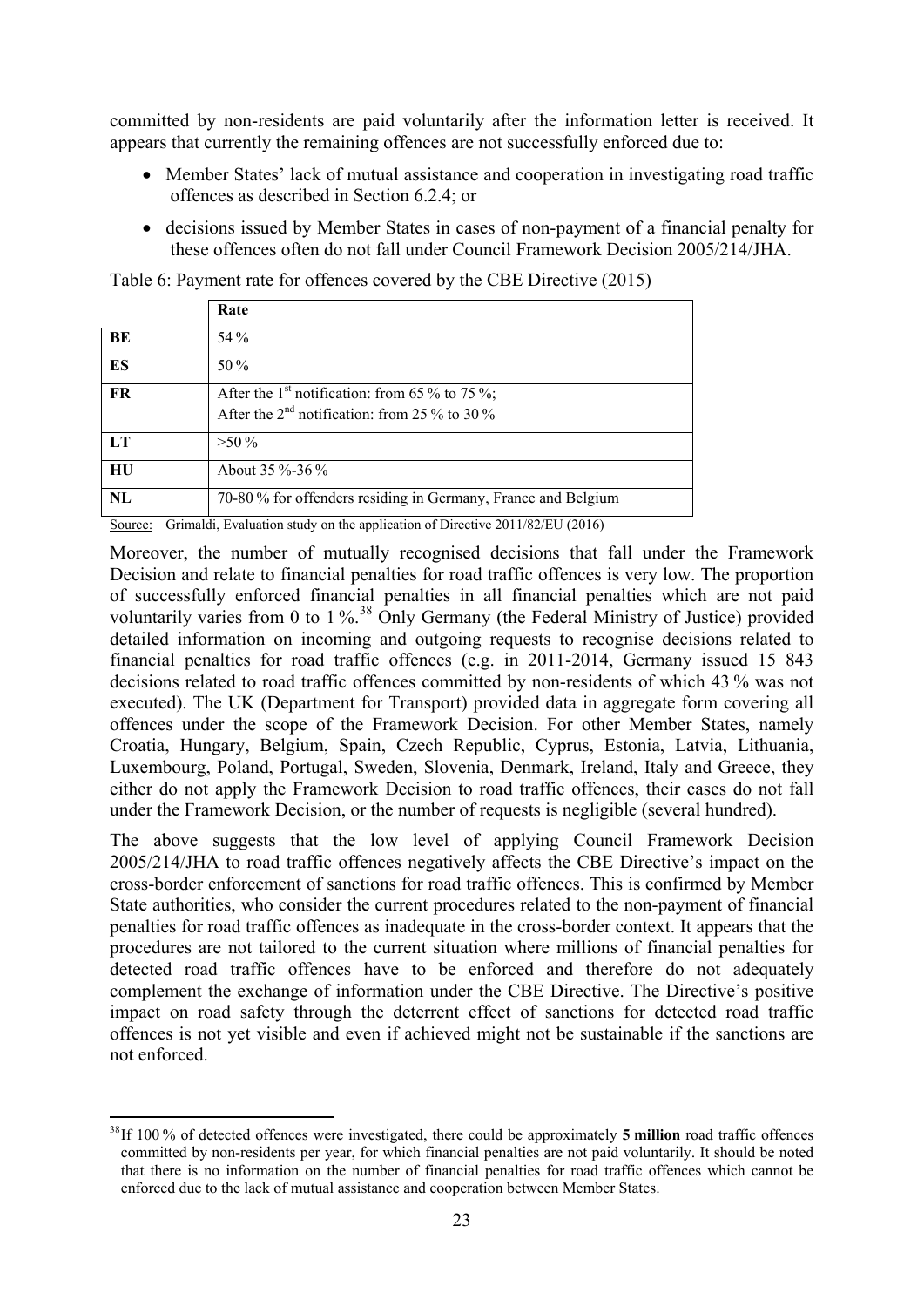committed by non-residents are paid voluntarily after the information letter is received. It appears that currently the remaining offences are not successfully enforced due to:

- Member States' lack of mutual assistance and cooperation in investigating road traffic offences as described in Section 6.2.4; or
- decisions issued by Member States in cases of non-payment of a financial penalty for these offences often do not fall under Council Framework Decision 2005/214/JHA.

Table 6: Payment rate for offences covered by the CBE Directive (2015)

| | Rate |
|---|---|
| **BE** | 54 % |
| **ES** | 50 % |
| **FR** | After the 1st notification: from 65 % to 75 %;<br>After the 2nd notification: from 25 % to 30 % |
| **LT** | >50 % |
| **HU** | About 35 %-36 % |
| **NL** | 70-80 % for offenders residing in Germany, France and Belgium |

Source: Grimaldi, Evaluation study on the application of Directive 2011/82/EU (2016)

Moreover, the number of mutually recognised decisions that fall under the Framework Decision and relate to financial penalties for road traffic offences is very low. The proportion of successfully enforced financial penalties in all financial penalties which are not paid voluntarily varies from 0 to 1 %.[38] Only Germany (the Federal Ministry of Justice) provided detailed information on incoming and outgoing requests to recognise decisions related to financial penalties for road traffic offences (e.g. in 2011-2014, Germany issued 15 843 decisions related to road traffic offences committed by non-residents of which 43 % was not executed). The UK (Department for Transport) provided data in aggregate form covering all offences under the scope of the Framework Decision. For other Member States, namely Croatia, Hungary, Belgium, Spain, Czech Republic, Cyprus, Estonia, Latvia, Lithuania, Luxembourg, Poland, Portugal, Sweden, Slovenia, Denmark, Ireland, Italy and Greece, they either do not apply the Framework Decision to road traffic offences, their cases do not fall under the Framework Decision, or the number of requests is negligible (several hundred).

The above suggests that the low level of applying Council Framework Decision 2005/214/JHA to road traffic offences negatively affects the CBE Directive's impact on the cross-border enforcement of sanctions for road traffic offences. This is confirmed by Member State authorities, who consider the current procedures related to the non-payment of financial penalties for road traffic offences as inadequate in the cross-border context. It appears that the procedures are not tailored to the current situation where millions of financial penalties for detected road traffic offences have to be enforced and therefore do not adequately complement the exchange of information under the CBE Directive. The Directive's positive impact on road safety through the deterrent effect of sanctions for detected road traffic offences is not yet visible and even if achieved might not be sustainable if the sanctions are not enforced.

[38] If 100 % of detected offences were investigated, there could be approximately **5 million** road traffic offences committed by non-residents per year, for which financial penalties are not paid voluntarily. It should be noted that there is no information on the number of financial penalties for road traffic offences which cannot be enforced due to the lack of mutual assistance and cooperation between Member States.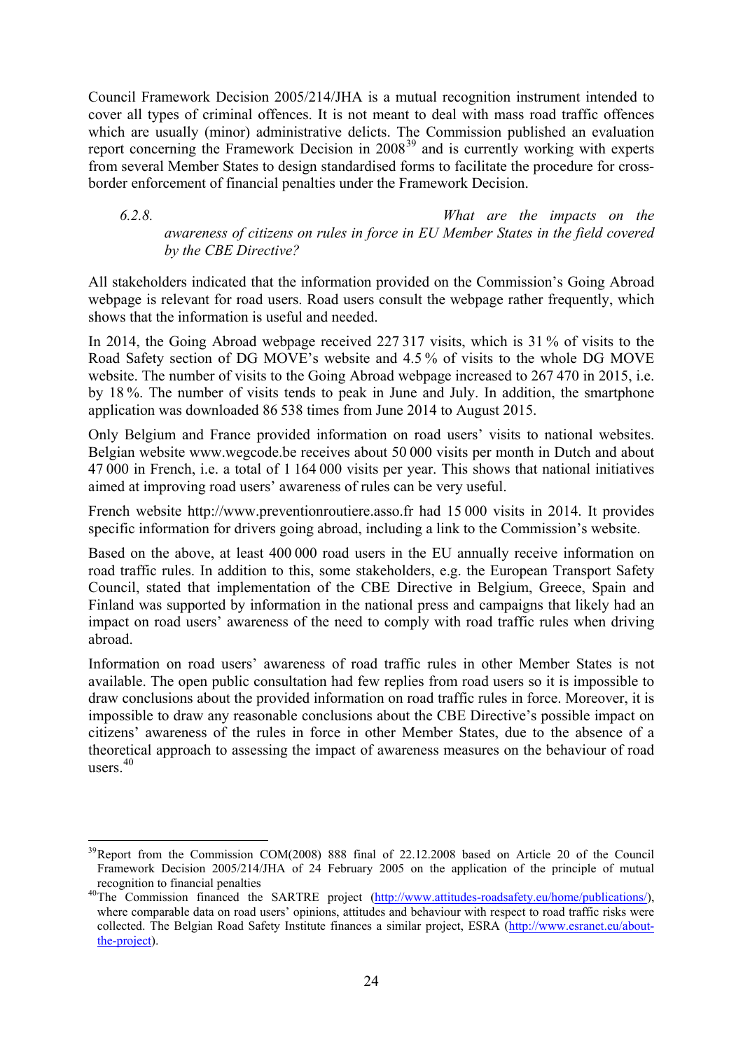Council Framework Decision 2005/214/JHA is a mutual recognition instrument intended to cover all types of criminal offences. It is not meant to deal with mass road traffic offences which are usually (minor) administrative delicts. The Commission published an evaluation report concerning the Framework Decision in 2008[39] and is currently working with experts from several Member States to design standardised forms to facilitate the procedure for cross-border enforcement of financial penalties under the Framework Decision.

#### *6.2.8. What are the impacts on the awareness of citizens on rules in force in EU Member States in the field covered by the CBE Directive?*

All stakeholders indicated that the information provided on the Commission's Going Abroad webpage is relevant for road users. Road users consult the webpage rather frequently, which shows that the information is useful and needed.

In 2014, the Going Abroad webpage received 227 317 visits, which is 31 % of visits to the Road Safety section of DG MOVE's website and 4.5 % of visits to the whole DG MOVE website. The number of visits to the Going Abroad webpage increased to 267 470 in 2015, i.e. by 18 %. The number of visits tends to peak in June and July. In addition, the smartphone application was downloaded 86 538 times from June 2014 to August 2015.

Only Belgium and France provided information on road users' visits to national websites. Belgian website www.wegcode.be receives about 50 000 visits per month in Dutch and about 47 000 in French, i.e. a total of 1 164 000 visits per year. This shows that national initiatives aimed at improving road users' awareness of rules can be very useful.

French website http://www.preventionroutiere.asso.fr had 15 000 visits in 2014. It provides specific information for drivers going abroad, including a link to the Commission's website.

Based on the above, at least 400 000 road users in the EU annually receive information on road traffic rules. In addition to this, some stakeholders, e.g. the European Transport Safety Council, stated that implementation of the CBE Directive in Belgium, Greece, Spain and Finland was supported by information in the national press and campaigns that likely had an impact on road users' awareness of the need to comply with road traffic rules when driving abroad.

Information on road users' awareness of road traffic rules in other Member States is not available. The open public consultation had few replies from road users so it is impossible to draw conclusions about the provided information on road traffic rules in force. Moreover, it is impossible to draw any reasonable conclusions about the CBE Directive's possible impact on citizens' awareness of the rules in force in other Member States, due to the absence of a theoretical approach to assessing the impact of awareness measures on the behaviour of road users.[40]

---

[39] Report from the Commission COM(2008) 888 final of 22.12.2008 based on Article 20 of the Council Framework Decision 2005/214/JHA of 24 February 2005 on the application of the principle of mutual recognition to financial penalties

[40] The Commission financed the SARTRE project (http://www.attitudes-roadsafety.eu/home/publications/), where comparable data on road users' opinions, attitudes and behaviour with respect to road traffic risks were collected. The Belgian Road Safety Institute finances a similar project, ESRA (http://www.esranet.eu/about-the-project).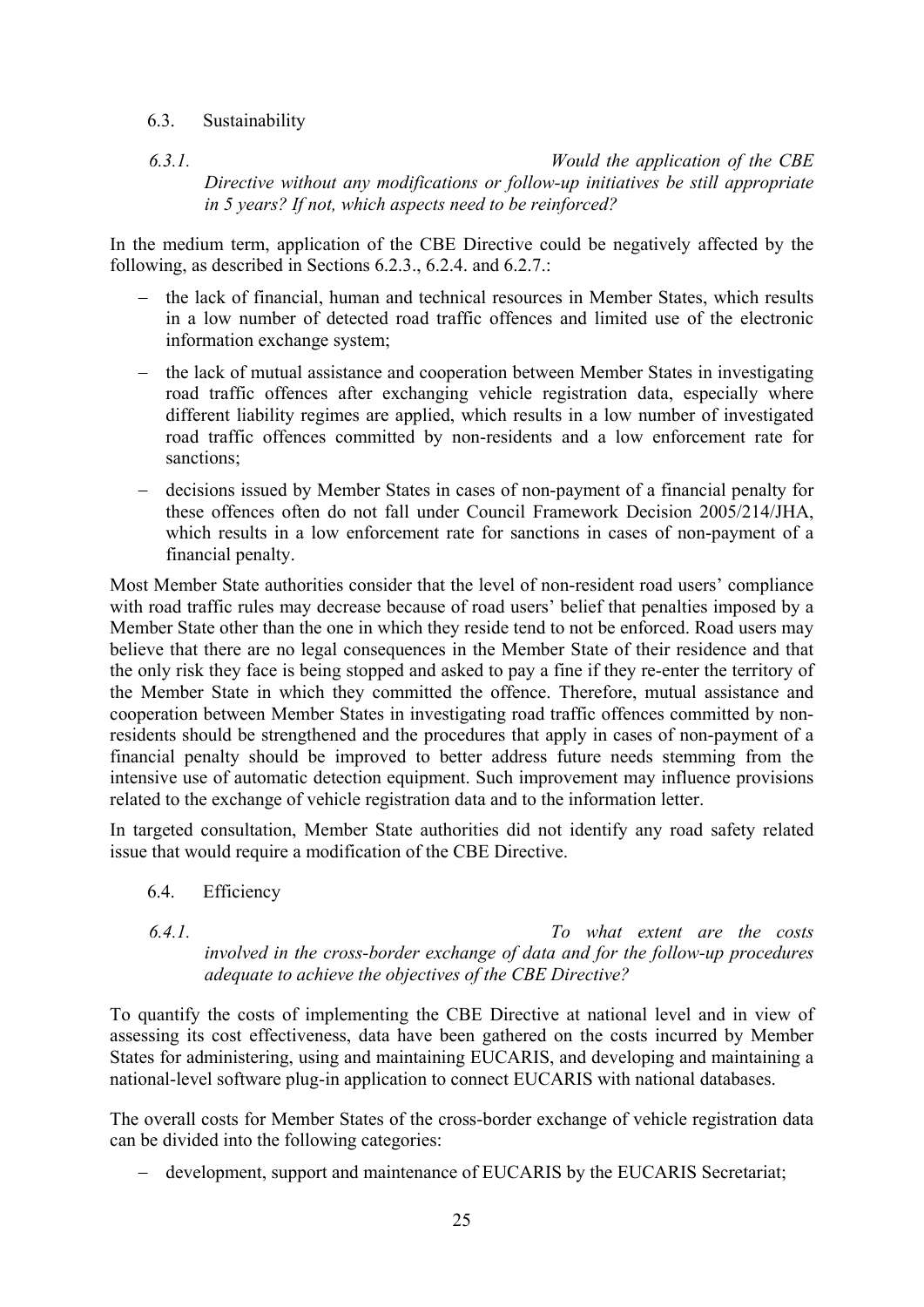### 6.3. Sustainability

#### *6.3.1. Would the application of the CBE Directive without any modifications or follow-up initiatives be still appropriate in 5 years? If not, which aspects need to be reinforced?*

In the medium term, application of the CBE Directive could be negatively affected by the following, as described in Sections 6.2.3., 6.2.4. and 6.2.7.:

- the lack of financial, human and technical resources in Member States, which results in a low number of detected road traffic offences and limited use of the electronic information exchange system;
- the lack of mutual assistance and cooperation between Member States in investigating road traffic offences after exchanging vehicle registration data, especially where different liability regimes are applied, which results in a low number of investigated road traffic offences committed by non-residents and a low enforcement rate for sanctions;
- decisions issued by Member States in cases of non-payment of a financial penalty for these offences often do not fall under Council Framework Decision 2005/214/JHA, which results in a low enforcement rate for sanctions in cases of non-payment of a financial penalty.

Most Member State authorities consider that the level of non-resident road users' compliance with road traffic rules may decrease because of road users' belief that penalties imposed by a Member State other than the one in which they reside tend to not be enforced. Road users may believe that there are no legal consequences in the Member State of their residence and that the only risk they face is being stopped and asked to pay a fine if they re-enter the territory of the Member State in which they committed the offence. Therefore, mutual assistance and cooperation between Member States in investigating road traffic offences committed by non-residents should be strengthened and the procedures that apply in cases of non-payment of a financial penalty should be improved to better address future needs stemming from the intensive use of automatic detection equipment. Such improvement may influence provisions related to the exchange of vehicle registration data and to the information letter.

In targeted consultation, Member State authorities did not identify any road safety related issue that would require a modification of the CBE Directive.

### 6.4. Efficiency

#### *6.4.1. To what extent are the costs involved in the cross-border exchange of data and for the follow-up procedures adequate to achieve the objectives of the CBE Directive?*

To quantify the costs of implementing the CBE Directive at national level and in view of assessing its cost effectiveness, data have been gathered on the costs incurred by Member States for administering, using and maintaining EUCARIS, and developing and maintaining a national-level software plug-in application to connect EUCARIS with national databases.

The overall costs for Member States of the cross-border exchange of vehicle registration data can be divided into the following categories:

- development, support and maintenance of EUCARIS by the EUCARIS Secretariat;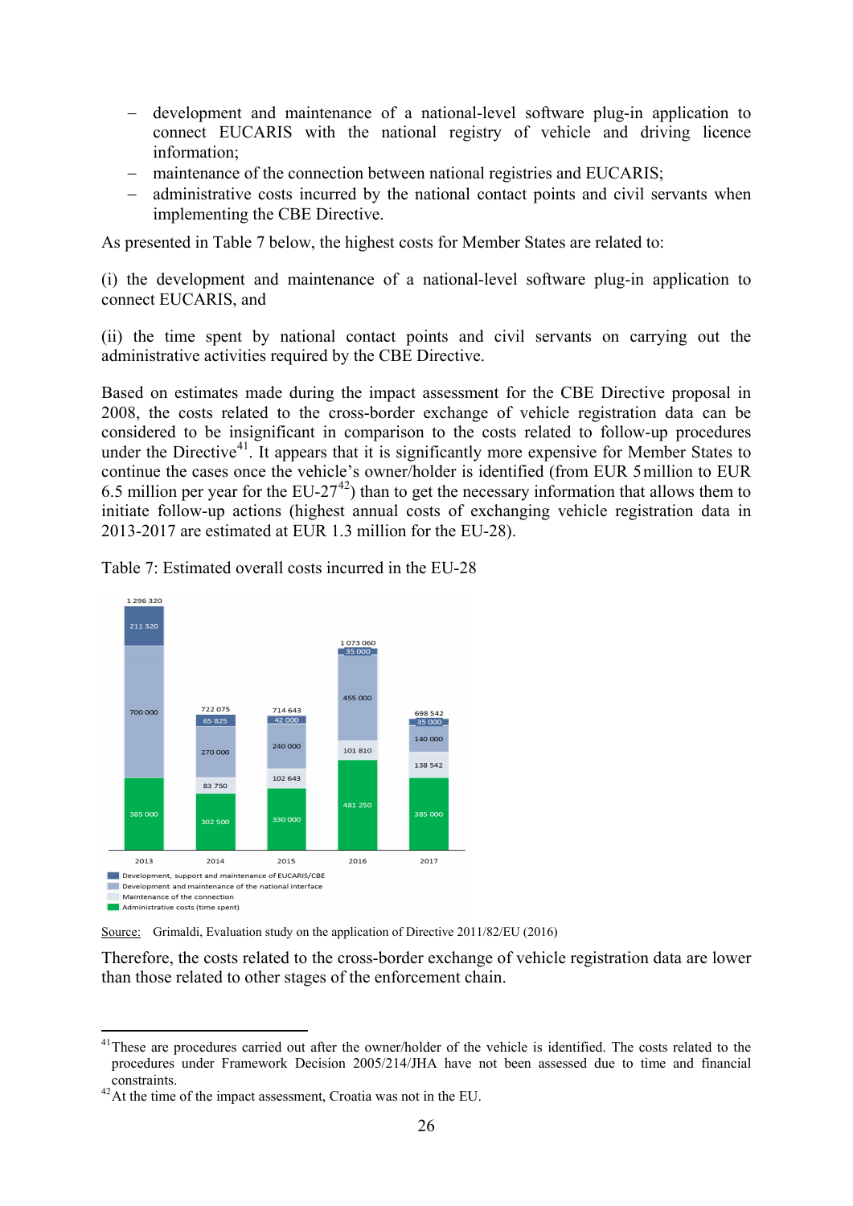- development and maintenance of a national-level software plug-in application to connect EUCARIS with the national registry of vehicle and driving licence information;
- maintenance of the connection between national registries and EUCARIS;
- administrative costs incurred by the national contact points and civil servants when implementing the CBE Directive.

As presented in Table 7 below, the highest costs for Member States are related to:

(i) the development and maintenance of a national-level software plug-in application to connect EUCARIS, and

(ii) the time spent by national contact points and civil servants on carrying out the administrative activities required by the CBE Directive.

Based on estimates made during the impact assessment for the CBE Directive proposal in 2008, the costs related to the cross-border exchange of vehicle registration data can be considered to be insignificant in comparison to the costs related to follow-up procedures under the Directive[41]. It appears that it is significantly more expensive for Member States to continue the cases once the vehicle's owner/holder is identified (from EUR 5 million to EUR 6.5 million per year for the EU-27[42]) than to get the necessary information that allows them to initiate follow-up actions (highest annual costs of exchanging vehicle registration data in 2013-2017 are estimated at EUR 1.3 million for the EU-28).

Table 7: Estimated overall costs incurred in the EU-28

| | 2013 | 2014 | 2015 | 2016 | 2017 |
|---|---|---|---|---|---|
| Development, support and maintenance of EUCARIS/CBE | 211 320 | 65 825 | 42 000 | 35 000 | 35 000 |
| Development and maintenance of the national interface | 700 000 | 270 000 | 240 000 | 455 000 | 140 000 |
| Maintenance of the connection | | 83 750 | 102 643 | 101 810 | 138 542 |
| Administrative costs (time spent) | 385 000 | 302 500 | 330 000 | 481 250 | 385 000 |
| Total | 1 296 320 | 722 075 | 714 643 | 1 073 060 | 698 542 |

Source: Grimaldi, Evaluation study on the application of Directive 2011/82/EU (2016)

Therefore, the costs related to the cross-border exchange of vehicle registration data are lower than those related to other stages of the enforcement chain.

[41] These are procedures carried out after the owner/holder of the vehicle is identified. The costs related to the procedures under Framework Decision 2005/214/JHA have not been assessed due to time and financial constraints.

[42] At the time of the impact assessment, Croatia was not in the EU.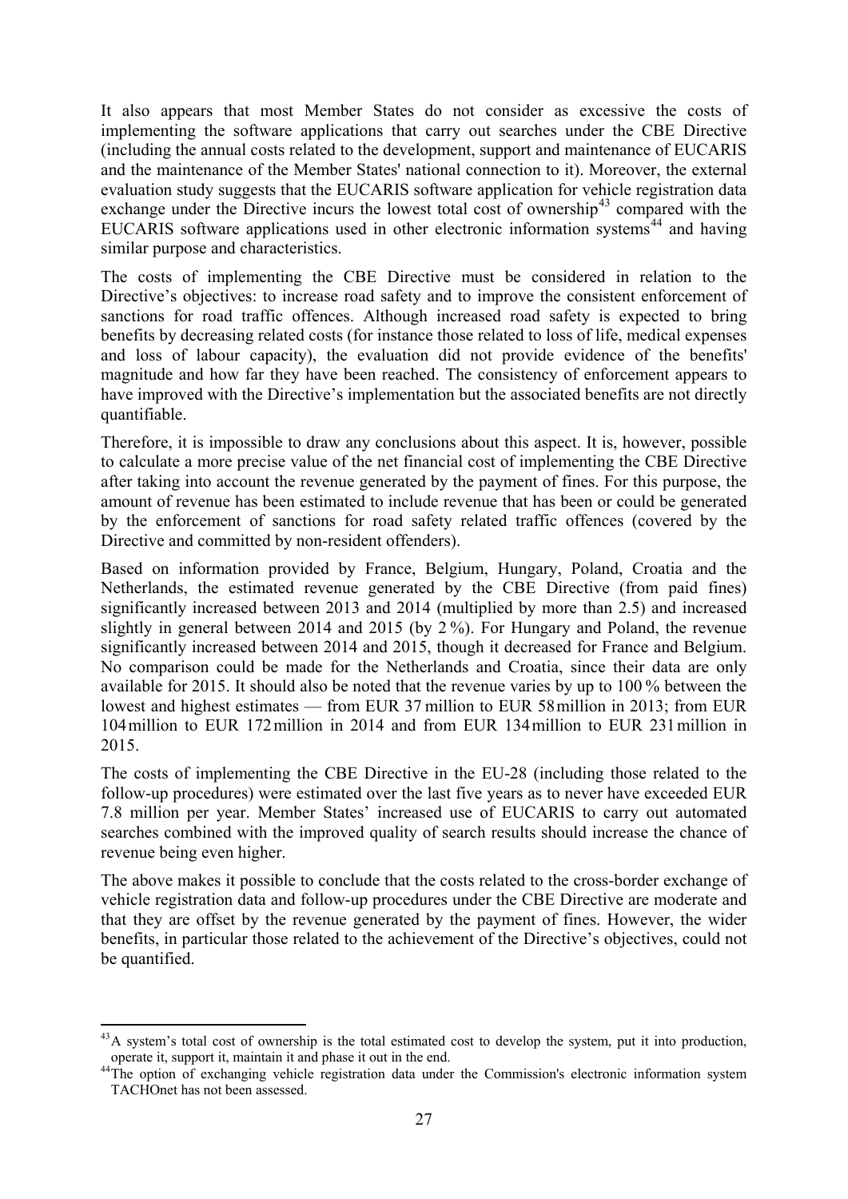It also appears that most Member States do not consider as excessive the costs of implementing the software applications that carry out searches under the CBE Directive (including the annual costs related to the development, support and maintenance of EUCARIS and the maintenance of the Member States' national connection to it). Moreover, the external evaluation study suggests that the EUCARIS software application for vehicle registration data exchange under the Directive incurs the lowest total cost of ownership[43] compared with the EUCARIS software applications used in other electronic information systems[44] and having similar purpose and characteristics.

The costs of implementing the CBE Directive must be considered in relation to the Directive's objectives: to increase road safety and to improve the consistent enforcement of sanctions for road traffic offences. Although increased road safety is expected to bring benefits by decreasing related costs (for instance those related to loss of life, medical expenses and loss of labour capacity), the evaluation did not provide evidence of the benefits' magnitude and how far they have been reached. The consistency of enforcement appears to have improved with the Directive's implementation but the associated benefits are not directly quantifiable.

Therefore, it is impossible to draw any conclusions about this aspect. It is, however, possible to calculate a more precise value of the net financial cost of implementing the CBE Directive after taking into account the revenue generated by the payment of fines. For this purpose, the amount of revenue has been estimated to include revenue that has been or could be generated by the enforcement of sanctions for road safety related traffic offences (covered by the Directive and committed by non-resident offenders).

Based on information provided by France, Belgium, Hungary, Poland, Croatia and the Netherlands, the estimated revenue generated by the CBE Directive (from paid fines) significantly increased between 2013 and 2014 (multiplied by more than 2.5) and increased slightly in general between 2014 and 2015 (by 2 %). For Hungary and Poland, the revenue significantly increased between 2014 and 2015, though it decreased for France and Belgium. No comparison could be made for the Netherlands and Croatia, since their data are only available for 2015. It should also be noted that the revenue varies by up to 100 % between the lowest and highest estimates — from EUR 37 million to EUR 58 million in 2013; from EUR 104 million to EUR 172 million in 2014 and from EUR 134 million to EUR 231 million in 2015.

The costs of implementing the CBE Directive in the EU-28 (including those related to the follow-up procedures) were estimated over the last five years as to never have exceeded EUR 7.8 million per year. Member States' increased use of EUCARIS to carry out automated searches combined with the improved quality of search results should increase the chance of revenue being even higher.

The above makes it possible to conclude that the costs related to the cross-border exchange of vehicle registration data and follow-up procedures under the CBE Directive are moderate and that they are offset by the revenue generated by the payment of fines. However, the wider benefits, in particular those related to the achievement of the Directive's objectives, could not be quantified.

---

[43] A system's total cost of ownership is the total estimated cost to develop the system, put it into production, operate it, support it, maintain it and phase it out in the end.

[44] The option of exchanging vehicle registration data under the Commission's electronic information system TACHOnet has not been assessed.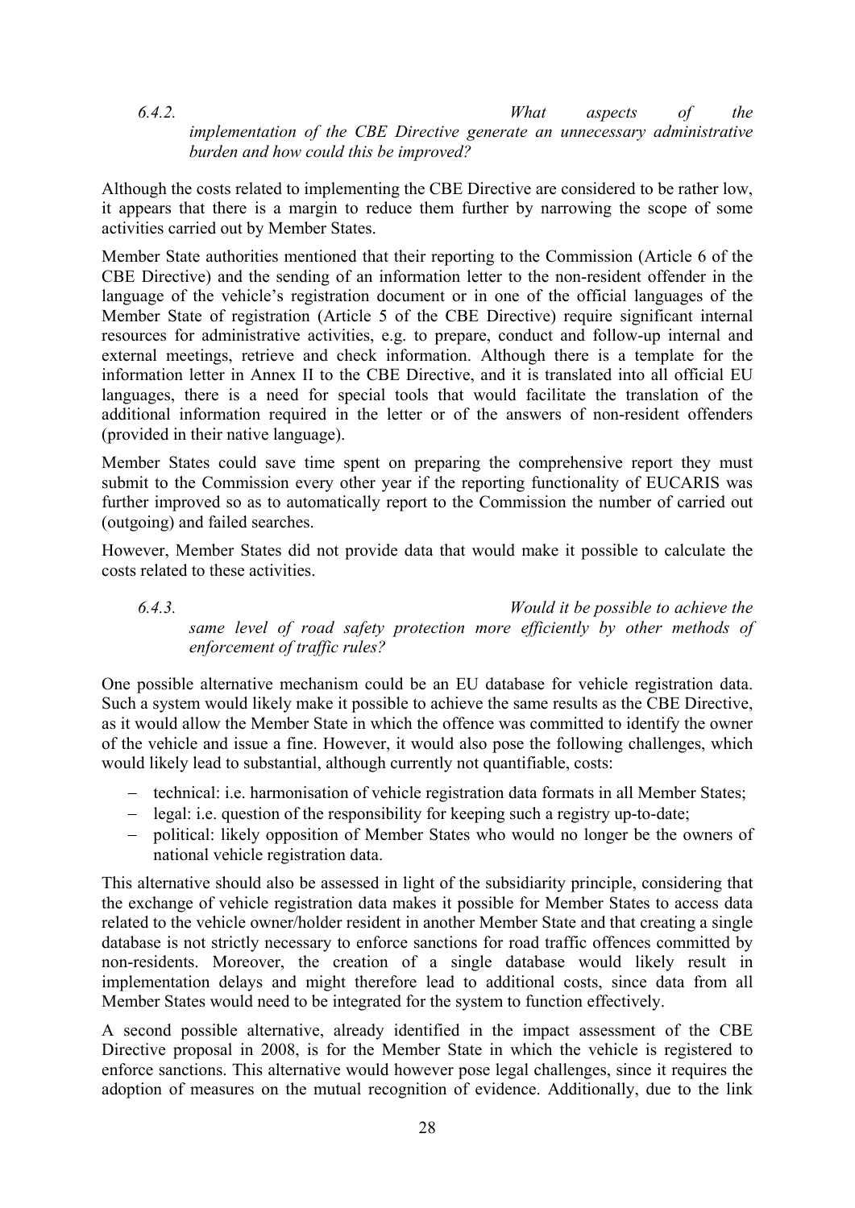#### *6.4.2. What aspects of the implementation of the CBE Directive generate an unnecessary administrative burden and how could this be improved?*

Although the costs related to implementing the CBE Directive are considered to be rather low, it appears that there is a margin to reduce them further by narrowing the scope of some activities carried out by Member States.

Member State authorities mentioned that their reporting to the Commission (Article 6 of the CBE Directive) and the sending of an information letter to the non-resident offender in the language of the vehicle's registration document or in one of the official languages of the Member State of registration (Article 5 of the CBE Directive) require significant internal resources for administrative activities, e.g. to prepare, conduct and follow-up internal and external meetings, retrieve and check information. Although there is a template for the information letter in Annex II to the CBE Directive, and it is translated into all official EU languages, there is a need for special tools that would facilitate the translation of the additional information required in the letter or of the answers of non-resident offenders (provided in their native language).

Member States could save time spent on preparing the comprehensive report they must submit to the Commission every other year if the reporting functionality of EUCARIS was further improved so as to automatically report to the Commission the number of carried out (outgoing) and failed searches.

However, Member States did not provide data that would make it possible to calculate the costs related to these activities.

#### *6.4.3. Would it be possible to achieve the same level of road safety protection more efficiently by other methods of enforcement of traffic rules?*

One possible alternative mechanism could be an EU database for vehicle registration data. Such a system would likely make it possible to achieve the same results as the CBE Directive, as it would allow the Member State in which the offence was committed to identify the owner of the vehicle and issue a fine. However, it would also pose the following challenges, which would likely lead to substantial, although currently not quantifiable, costs:

- technical: i.e. harmonisation of vehicle registration data formats in all Member States;
- legal: i.e. question of the responsibility for keeping such a registry up-to-date;
- political: likely opposition of Member States who would no longer be the owners of national vehicle registration data.

This alternative should also be assessed in light of the subsidiarity principle, considering that the exchange of vehicle registration data makes it possible for Member States to access data related to the vehicle owner/holder resident in another Member State and that creating a single database is not strictly necessary to enforce sanctions for road traffic offences committed by non-residents. Moreover, the creation of a single database would likely result in implementation delays and might therefore lead to additional costs, since data from all Member States would need to be integrated for the system to function effectively.

A second possible alternative, already identified in the impact assessment of the CBE Directive proposal in 2008, is for the Member State in which the vehicle is registered to enforce sanctions. This alternative would however pose legal challenges, since it requires the adoption of measures on the mutual recognition of evidence. Additionally, due to the link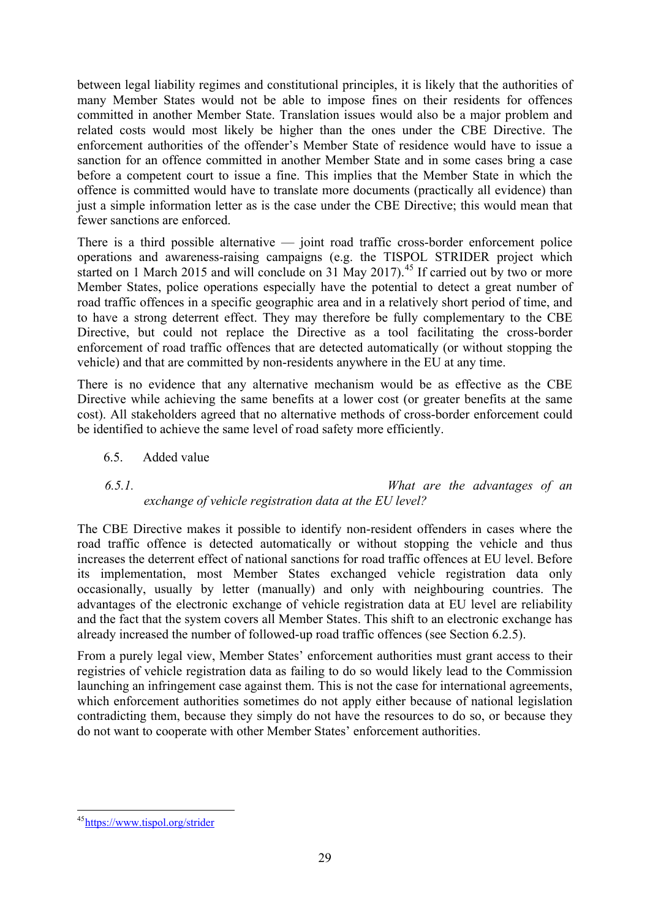between legal liability regimes and constitutional principles, it is likely that the authorities of many Member States would not be able to impose fines on their residents for offences committed in another Member State. Translation issues would also be a major problem and related costs would most likely be higher than the ones under the CBE Directive. The enforcement authorities of the offender's Member State of residence would have to issue a sanction for an offence committed in another Member State and in some cases bring a case before a competent court to issue a fine. This implies that the Member State in which the offence is committed would have to translate more documents (practically all evidence) than just a simple information letter as is the case under the CBE Directive; this would mean that fewer sanctions are enforced.

There is a third possible alternative — joint road traffic cross-border enforcement police operations and awareness-raising campaigns (e.g. the TISPOL STRIDER project which started on 1 March 2015 and will conclude on 31 May 2017).[45] If carried out by two or more Member States, police operations especially have the potential to detect a great number of road traffic offences in a specific geographic area and in a relatively short period of time, and to have a strong deterrent effect. They may therefore be fully complementary to the CBE Directive, but could not replace the Directive as a tool facilitating the cross-border enforcement of road traffic offences that are detected automatically (or without stopping the vehicle) and that are committed by non-residents anywhere in the EU at any time.

There is no evidence that any alternative mechanism would be as effective as the CBE Directive while achieving the same benefits at a lower cost (or greater benefits at the same cost). All stakeholders agreed that no alternative methods of cross-border enforcement could be identified to achieve the same level of road safety more efficiently.

## 6.5. Added value

### *6.5.1. What are the advantages of an exchange of vehicle registration data at the EU level?*

The CBE Directive makes it possible to identify non-resident offenders in cases where the road traffic offence is detected automatically or without stopping the vehicle and thus increases the deterrent effect of national sanctions for road traffic offences at EU level. Before its implementation, most Member States exchanged vehicle registration data only occasionally, usually by letter (manually) and only with neighbouring countries. The advantages of the electronic exchange of vehicle registration data at EU level are reliability and the fact that the system covers all Member States. This shift to an electronic exchange has already increased the number of followed-up road traffic offences (see Section 6.2.5).

From a purely legal view, Member States' enforcement authorities must grant access to their registries of vehicle registration data as failing to do so would likely lead to the Commission launching an infringement case against them. This is not the case for international agreements, which enforcement authorities sometimes do not apply either because of national legislation contradicting them, because they simply do not have the resources to do so, or because they do not want to cooperate with other Member States' enforcement authorities.

---

[45] https://www.tispol.org/strider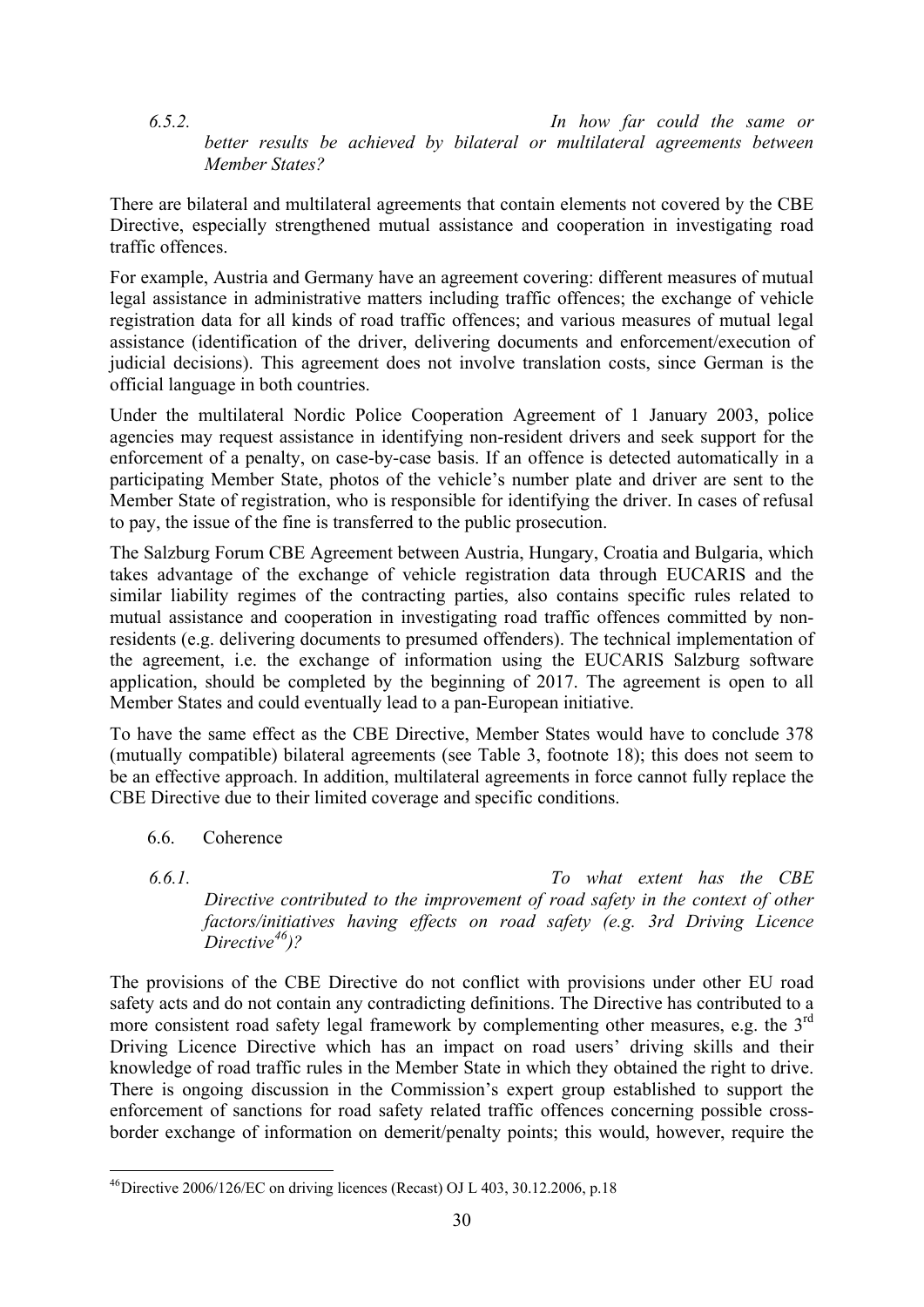#### *6.5.2. In how far could the same or better results be achieved by bilateral or multilateral agreements between Member States?*

There are bilateral and multilateral agreements that contain elements not covered by the CBE Directive, especially strengthened mutual assistance and cooperation in investigating road traffic offences.

For example, Austria and Germany have an agreement covering: different measures of mutual legal assistance in administrative matters including traffic offences; the exchange of vehicle registration data for all kinds of road traffic offences; and various measures of mutual legal assistance (identification of the driver, delivering documents and enforcement/execution of judicial decisions). This agreement does not involve translation costs, since German is the official language in both countries.

Under the multilateral Nordic Police Cooperation Agreement of 1 January 2003, police agencies may request assistance in identifying non-resident drivers and seek support for the enforcement of a penalty, on case-by-case basis. If an offence is detected automatically in a participating Member State, photos of the vehicle's number plate and driver are sent to the Member State of registration, who is responsible for identifying the driver. In cases of refusal to pay, the issue of the fine is transferred to the public prosecution.

The Salzburg Forum CBE Agreement between Austria, Hungary, Croatia and Bulgaria, which takes advantage of the exchange of vehicle registration data through EUCARIS and the similar liability regimes of the contracting parties, also contains specific rules related to mutual assistance and cooperation in investigating road traffic offences committed by non-residents (e.g. delivering documents to presumed offenders). The technical implementation of the agreement, i.e. the exchange of information using the EUCARIS Salzburg software application, should be completed by the beginning of 2017. The agreement is open to all Member States and could eventually lead to a pan-European initiative.

To have the same effect as the CBE Directive, Member States would have to conclude 378 (mutually compatible) bilateral agreements (see Table 3, footnote 18); this does not seem to be an effective approach. In addition, multilateral agreements in force cannot fully replace the CBE Directive due to their limited coverage and specific conditions.

### 6.6. Coherence

#### *6.6.1. To what extent has the CBE Directive contributed to the improvement of road safety in the context of other factors/initiatives having effects on road safety (e.g. 3rd Driving Licence Directive[46])?*

The provisions of the CBE Directive do not conflict with provisions under other EU road safety acts and do not contain any contradicting definitions. The Directive has contributed to a more consistent road safety legal framework by complementing other measures, e.g. the 3rd Driving Licence Directive which has an impact on road users' driving skills and their knowledge of road traffic rules in the Member State in which they obtained the right to drive. There is ongoing discussion in the Commission's expert group established to support the enforcement of sanctions for road safety related traffic offences concerning possible cross-border exchange of information on demerit/penalty points; this would, however, require the

[46] Directive 2006/126/EC on driving licences (Recast) OJ L 403, 30.12.2006, p.18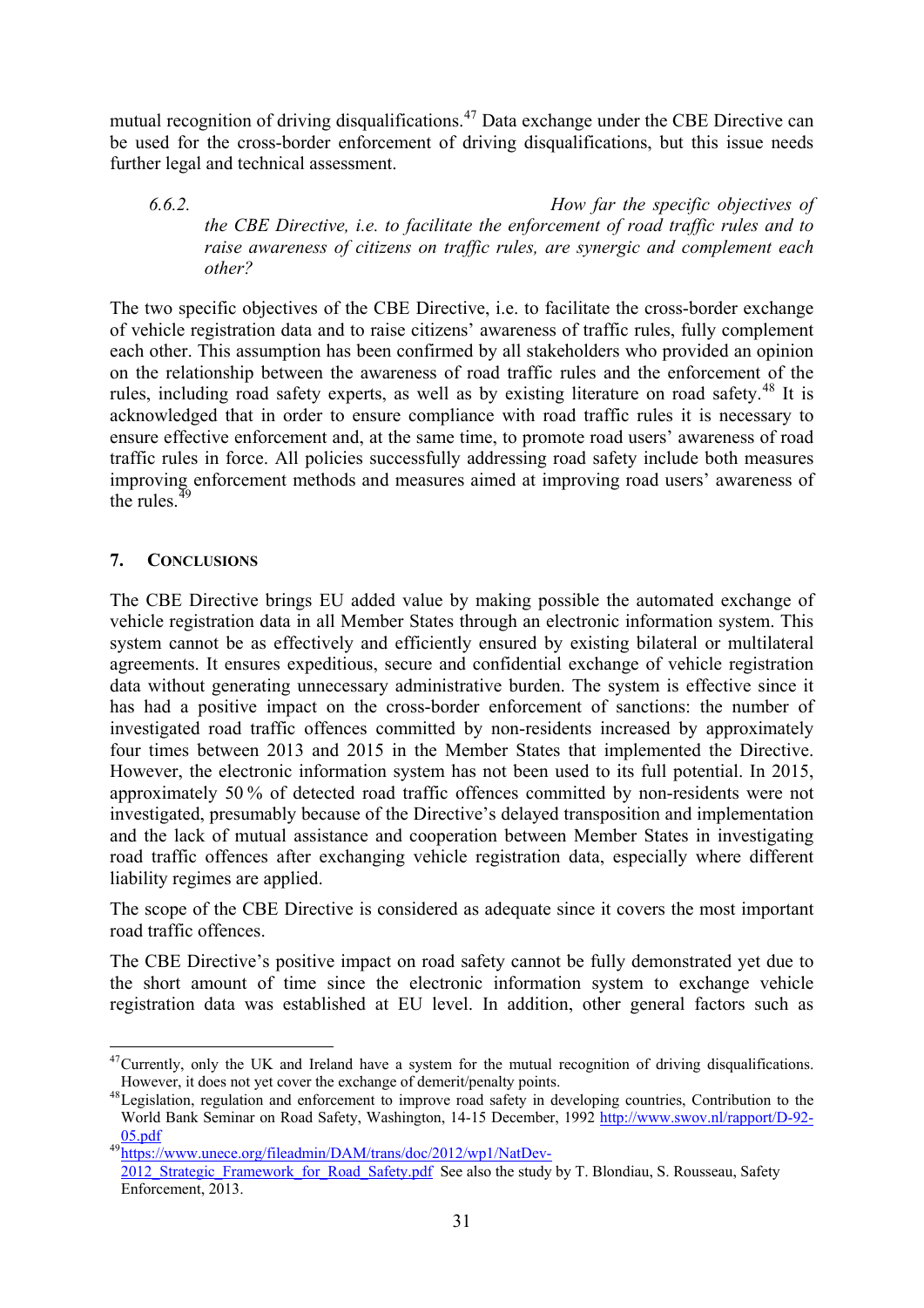mutual recognition of driving disqualifications.[47] Data exchange under the CBE Directive can be used for the cross-border enforcement of driving disqualifications, but this issue needs further legal and technical assessment.

*6.6.2. How far the specific objectives of the CBE Directive, i.e. to facilitate the enforcement of road traffic rules and to raise awareness of citizens on traffic rules, are synergic and complement each other?*

The two specific objectives of the CBE Directive, i.e. to facilitate the cross-border exchange of vehicle registration data and to raise citizens' awareness of traffic rules, fully complement each other. This assumption has been confirmed by all stakeholders who provided an opinion on the relationship between the awareness of road traffic rules and the enforcement of the rules, including road safety experts, as well as by existing literature on road safety.[48] It is acknowledged that in order to ensure compliance with road traffic rules it is necessary to ensure effective enforcement and, at the same time, to promote road users' awareness of road traffic rules in force. All policies successfully addressing road safety include both measures improving enforcement methods and measures aimed at improving road users' awareness of the rules.[49]

## 7. Conclusions

The CBE Directive brings EU added value by making possible the automated exchange of vehicle registration data in all Member States through an electronic information system. This system cannot be as effectively and efficiently ensured by existing bilateral or multilateral agreements. It ensures expeditious, secure and confidential exchange of vehicle registration data without generating unnecessary administrative burden. The system is effective since it has had a positive impact on the cross-border enforcement of sanctions: the number of investigated road traffic offences committed by non-residents increased by approximately four times between 2013 and 2015 in the Member States that implemented the Directive. However, the electronic information system has not been used to its full potential. In 2015, approximately 50 % of detected road traffic offences committed by non-residents were not investigated, presumably because of the Directive's delayed transposition and implementation and the lack of mutual assistance and cooperation between Member States in investigating road traffic offences after exchanging vehicle registration data, especially where different liability regimes are applied.

The scope of the CBE Directive is considered as adequate since it covers the most important road traffic offences.

The CBE Directive's positive impact on road safety cannot be fully demonstrated yet due to the short amount of time since the electronic information system to exchange vehicle registration data was established at EU level. In addition, other general factors such as

---

[47] Currently, only the UK and Ireland have a system for the mutual recognition of driving disqualifications. However, it does not yet cover the exchange of demerit/penalty points.

[48] Legislation, regulation and enforcement to improve road safety in developing countries, Contribution to the World Bank Seminar on Road Safety, Washington, 14-15 December, 1992 http://www.swov.nl/rapport/D-92-05.pdf

[49] https://www.unece.org/fileadmin/DAM/trans/doc/2012/wp1/NatDev-2012_Strategic_Framework_for_Road_Safety.pdf See also the study by T. Blondiau, S. Rousseau, Safety Enforcement, 2013.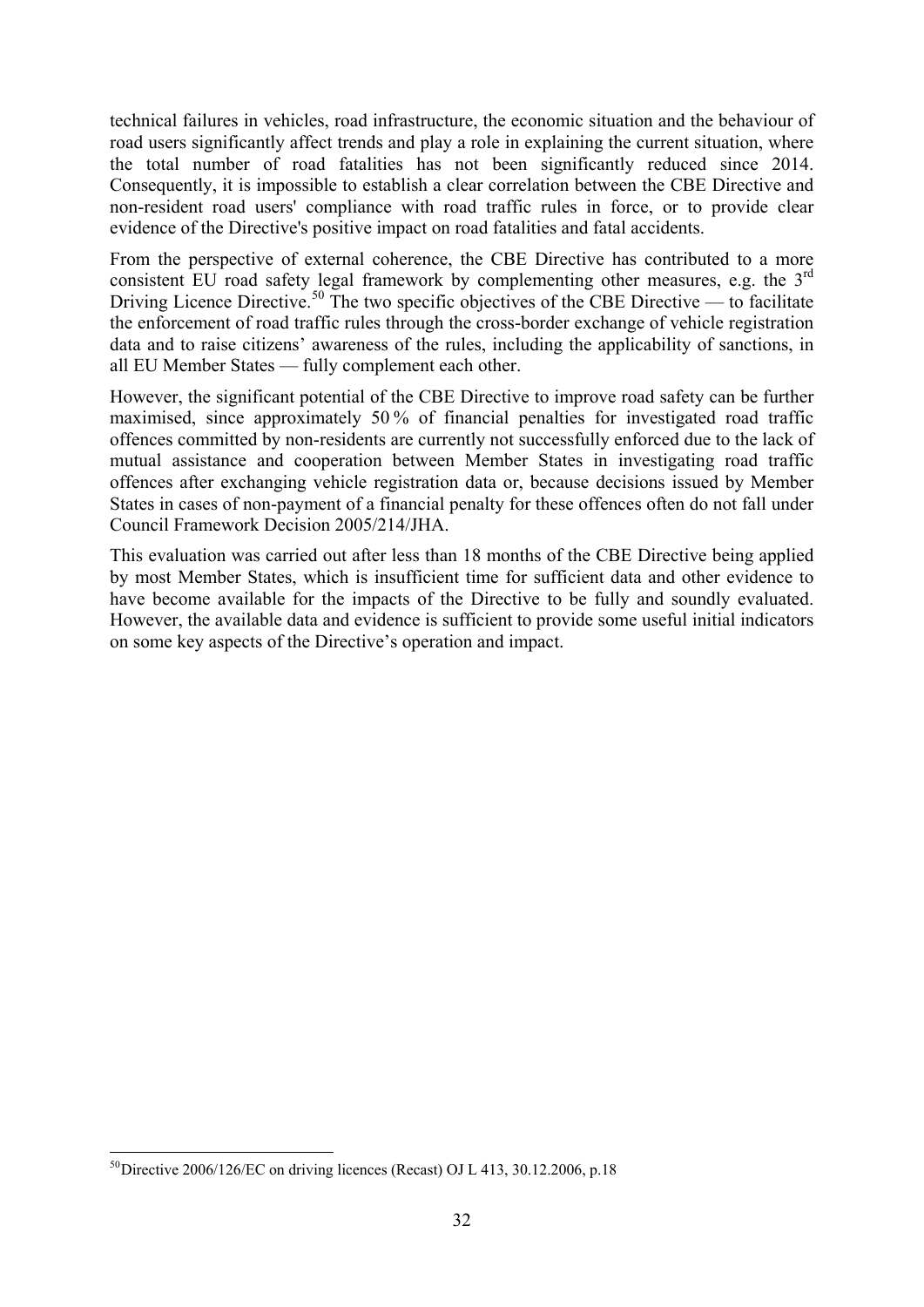technical failures in vehicles, road infrastructure, the economic situation and the behaviour of road users significantly affect trends and play a role in explaining the current situation, where the total number of road fatalities has not been significantly reduced since 2014. Consequently, it is impossible to establish a clear correlation between the CBE Directive and non-resident road users' compliance with road traffic rules in force, or to provide clear evidence of the Directive's positive impact on road fatalities and fatal accidents.

From the perspective of external coherence, the CBE Directive has contributed to a more consistent EU road safety legal framework by complementing other measures, e.g. the 3rd Driving Licence Directive.[50] The two specific objectives of the CBE Directive — to facilitate the enforcement of road traffic rules through the cross-border exchange of vehicle registration data and to raise citizens' awareness of the rules, including the applicability of sanctions, in all EU Member States — fully complement each other.

However, the significant potential of the CBE Directive to improve road safety can be further maximised, since approximately 50 % of financial penalties for investigated road traffic offences committed by non-residents are currently not successfully enforced due to the lack of mutual assistance and cooperation between Member States in investigating road traffic offences after exchanging vehicle registration data or, because decisions issued by Member States in cases of non-payment of a financial penalty for these offences often do not fall under Council Framework Decision 2005/214/JHA.

This evaluation was carried out after less than 18 months of the CBE Directive being applied by most Member States, which is insufficient time for sufficient data and other evidence to have become available for the impacts of the Directive to be fully and soundly evaluated. However, the available data and evidence is sufficient to provide some useful initial indicators on some key aspects of the Directive's operation and impact.

---

[50] Directive 2006/126/EC on driving licences (Recast) OJ L 413, 30.12.2006, p.18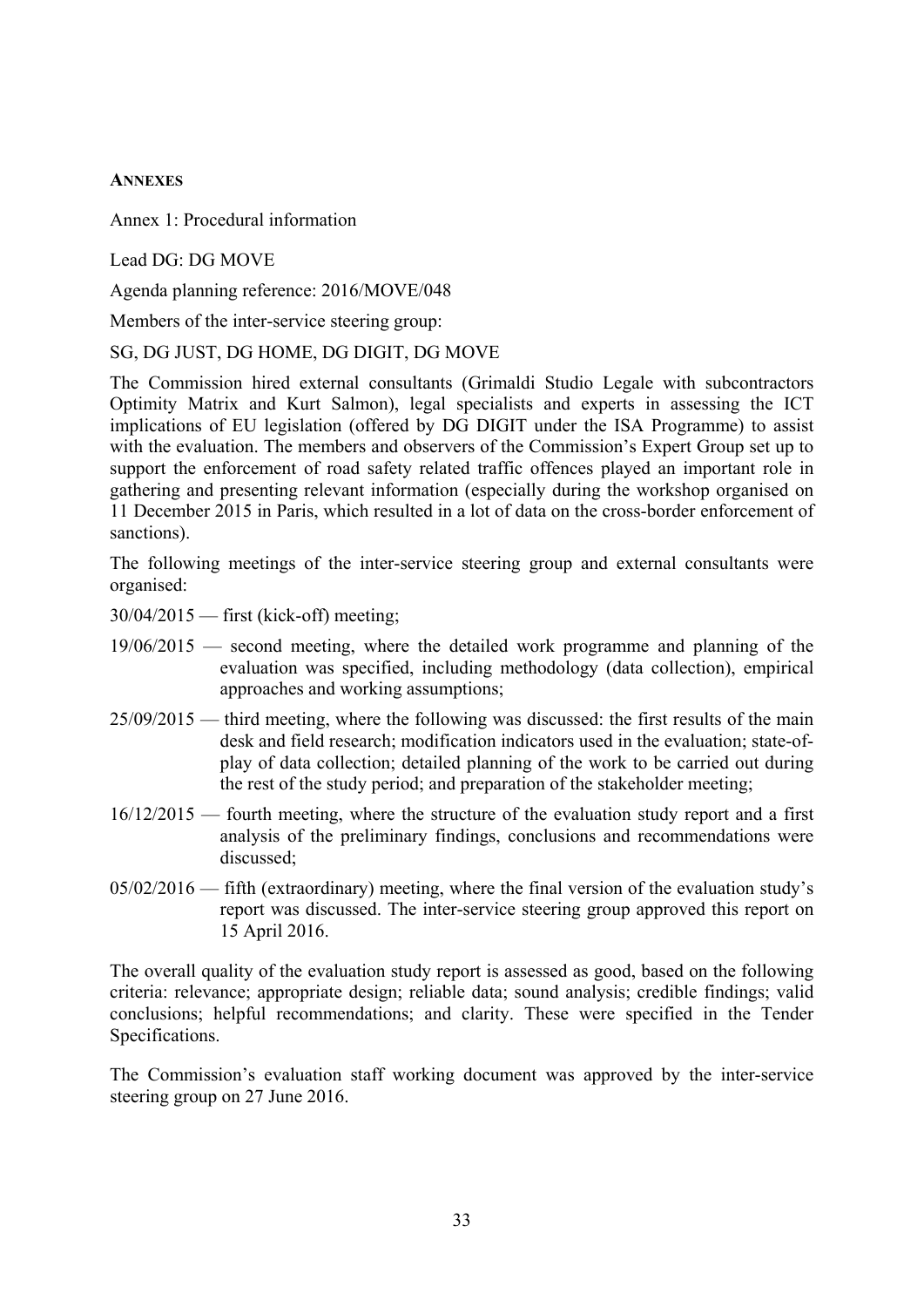## ANNEXES

Annex 1: Procedural information

Lead DG: DG MOVE

Agenda planning reference: 2016/MOVE/048

Members of the inter-service steering group:

SG, DG JUST, DG HOME, DG DIGIT, DG MOVE

The Commission hired external consultants (Grimaldi Studio Legale with subcontractors Optimity Matrix and Kurt Salmon), legal specialists and experts in assessing the ICT implications of EU legislation (offered by DG DIGIT under the ISA Programme) to assist with the evaluation. The members and observers of the Commission's Expert Group set up to support the enforcement of road safety related traffic offences played an important role in gathering and presenting relevant information (especially during the workshop organised on 11 December 2015 in Paris, which resulted in a lot of data on the cross-border enforcement of sanctions).

The following meetings of the inter-service steering group and external consultants were organised:

30/04/2015 — first (kick-off) meeting;

19/06/2015 — second meeting, where the detailed work programme and planning of the evaluation was specified, including methodology (data collection), empirical approaches and working assumptions;

25/09/2015 — third meeting, where the following was discussed: the first results of the main desk and field research; modification indicators used in the evaluation; state-of-play of data collection; detailed planning of the work to be carried out during the rest of the study period; and preparation of the stakeholder meeting;

16/12/2015 — fourth meeting, where the structure of the evaluation study report and a first analysis of the preliminary findings, conclusions and recommendations were discussed;

05/02/2016 — fifth (extraordinary) meeting, where the final version of the evaluation study's report was discussed. The inter-service steering group approved this report on 15 April 2016.

The overall quality of the evaluation study report is assessed as good, based on the following criteria: relevance; appropriate design; reliable data; sound analysis; credible findings; valid conclusions; helpful recommendations; and clarity. These were specified in the Tender Specifications.

The Commission's evaluation staff working document was approved by the inter-service steering group on 27 June 2016.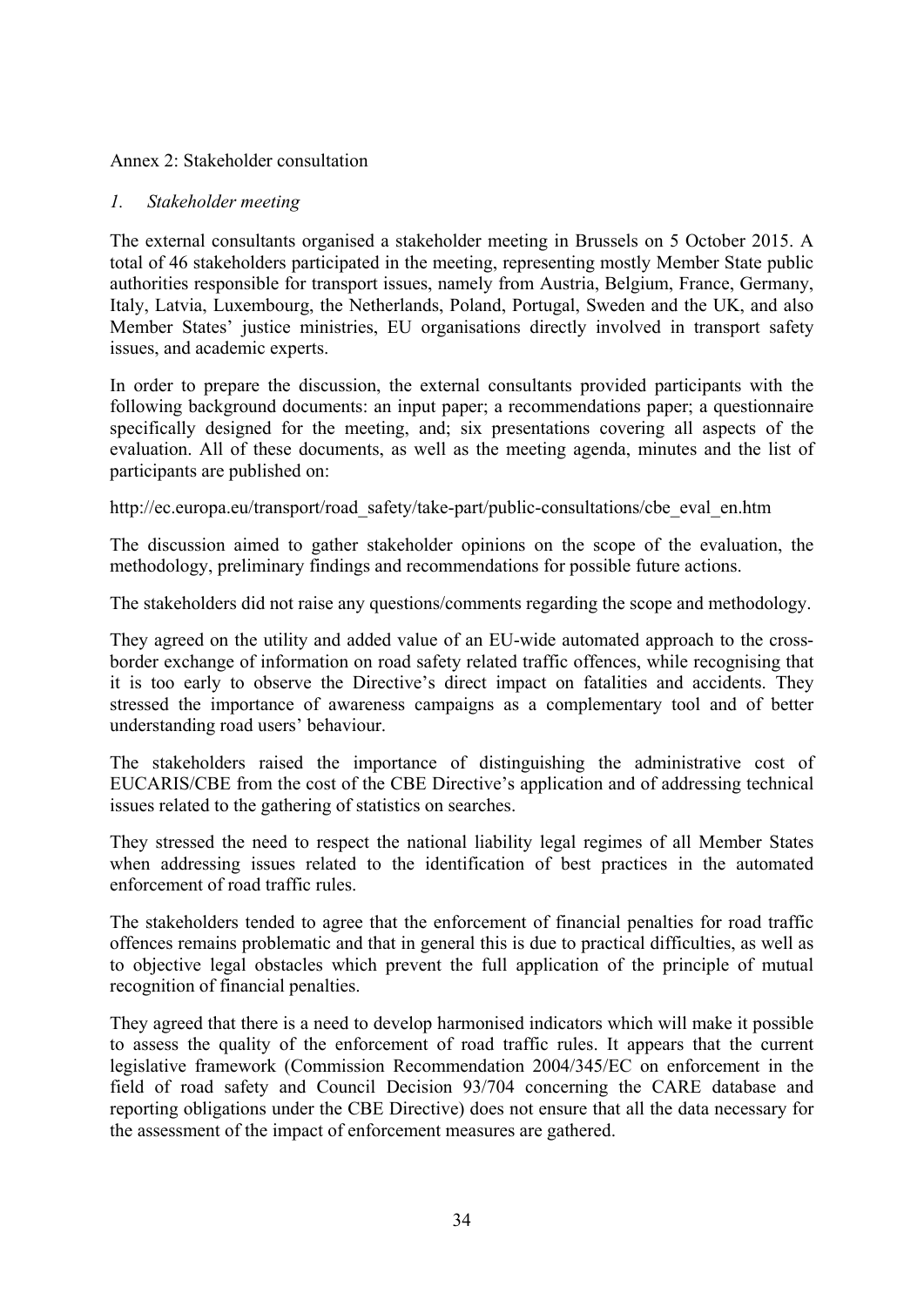Annex 2: Stakeholder consultation

## *1. Stakeholder meeting*

The external consultants organised a stakeholder meeting in Brussels on 5 October 2015. A total of 46 stakeholders participated in the meeting, representing mostly Member State public authorities responsible for transport issues, namely from Austria, Belgium, France, Germany, Italy, Latvia, Luxembourg, the Netherlands, Poland, Portugal, Sweden and the UK, and also Member States' justice ministries, EU organisations directly involved in transport safety issues, and academic experts.

In order to prepare the discussion, the external consultants provided participants with the following background documents: an input paper; a recommendations paper; a questionnaire specifically designed for the meeting, and; six presentations covering all aspects of the evaluation. All of these documents, as well as the meeting agenda, minutes and the list of participants are published on:

http://ec.europa.eu/transport/road_safety/take-part/public-consultations/cbe_eval_en.htm

The discussion aimed to gather stakeholder opinions on the scope of the evaluation, the methodology, preliminary findings and recommendations for possible future actions.

The stakeholders did not raise any questions/comments regarding the scope and methodology.

They agreed on the utility and added value of an EU-wide automated approach to the cross-border exchange of information on road safety related traffic offences, while recognising that it is too early to observe the Directive's direct impact on fatalities and accidents. They stressed the importance of awareness campaigns as a complementary tool and of better understanding road users' behaviour.

The stakeholders raised the importance of distinguishing the administrative cost of EUCARIS/CBE from the cost of the CBE Directive's application and of addressing technical issues related to the gathering of statistics on searches.

They stressed the need to respect the national liability legal regimes of all Member States when addressing issues related to the identification of best practices in the automated enforcement of road traffic rules.

The stakeholders tended to agree that the enforcement of financial penalties for road traffic offences remains problematic and that in general this is due to practical difficulties, as well as to objective legal obstacles which prevent the full application of the principle of mutual recognition of financial penalties.

They agreed that there is a need to develop harmonised indicators which will make it possible to assess the quality of the enforcement of road traffic rules. It appears that the current legislative framework (Commission Recommendation 2004/345/EC on enforcement in the field of road safety and Council Decision 93/704 concerning the CARE database and reporting obligations under the CBE Directive) does not ensure that all the data necessary for the assessment of the impact of enforcement measures are gathered.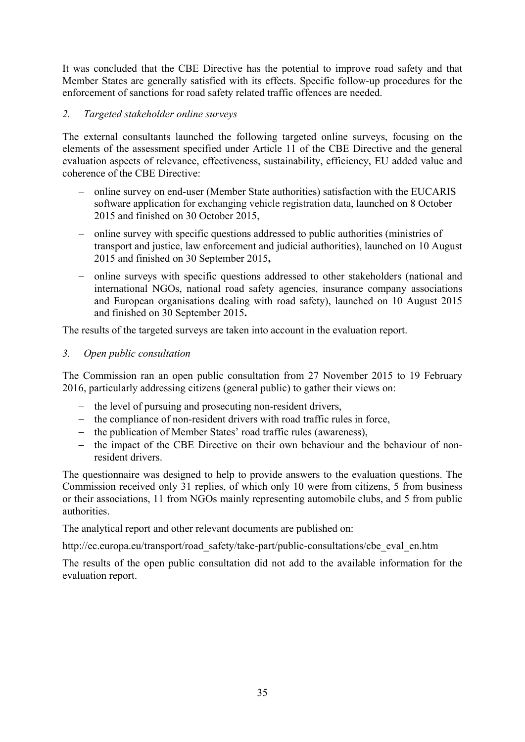It was concluded that the CBE Directive has the potential to improve road safety and that Member States are generally satisfied with its effects. Specific follow-up procedures for the enforcement of sanctions for road safety related traffic offences are needed.

*2. Targeted stakeholder online surveys*

The external consultants launched the following targeted online surveys, focusing on the elements of the assessment specified under Article 11 of the CBE Directive and the general evaluation aspects of relevance, effectiveness, sustainability, efficiency, EU added value and coherence of the CBE Directive:

- online survey on end-user (Member State authorities) satisfaction with the EUCARIS software application for exchanging vehicle registration data, launched on 8 October 2015 and finished on 30 October 2015,
- online survey with specific questions addressed to public authorities (ministries of transport and justice, law enforcement and judicial authorities), launched on 10 August 2015 and finished on 30 September 2015**,**
- online surveys with specific questions addressed to other stakeholders (national and international NGOs, national road safety agencies, insurance company associations and European organisations dealing with road safety), launched on 10 August 2015 and finished on 30 September 2015**.**

The results of the targeted surveys are taken into account in the evaluation report.

*3. Open public consultation*

The Commission ran an open public consultation from 27 November 2015 to 19 February 2016, particularly addressing citizens (general public) to gather their views on:

- the level of pursuing and prosecuting non-resident drivers,
- the compliance of non-resident drivers with road traffic rules in force,
- the publication of Member States' road traffic rules (awareness),
- the impact of the CBE Directive on their own behaviour and the behaviour of non-resident drivers.

The questionnaire was designed to help to provide answers to the evaluation questions. The Commission received only 31 replies, of which only 10 were from citizens, 5 from business or their associations, 11 from NGOs mainly representing automobile clubs, and 5 from public authorities.

The analytical report and other relevant documents are published on:

http://ec.europa.eu/transport/road_safety/take-part/public-consultations/cbe_eval_en.htm

The results of the open public consultation did not add to the available information for the evaluation report.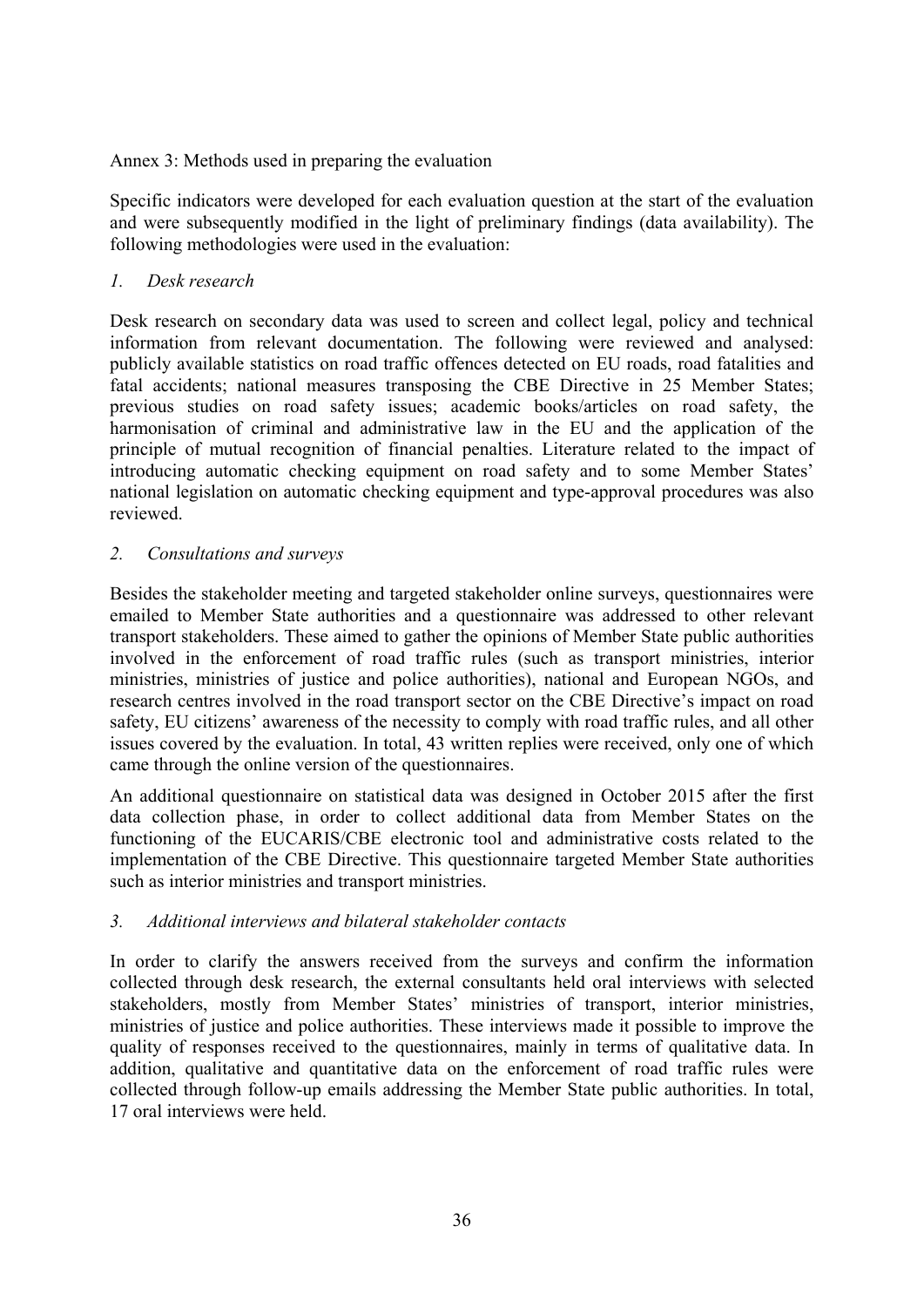# Annex 3: Methods used in preparing the evaluation

Specific indicators were developed for each evaluation question at the start of the evaluation and were subsequently modified in the light of preliminary findings (data availability). The following methodologies were used in the evaluation:

## *1. Desk research*

Desk research on secondary data was used to screen and collect legal, policy and technical information from relevant documentation. The following were reviewed and analysed: publicly available statistics on road traffic offences detected on EU roads, road fatalities and fatal accidents; national measures transposing the CBE Directive in 25 Member States; previous studies on road safety issues; academic books/articles on road safety, the harmonisation of criminal and administrative law in the EU and the application of the principle of mutual recognition of financial penalties. Literature related to the impact of introducing automatic checking equipment on road safety and to some Member States' national legislation on automatic checking equipment and type-approval procedures was also reviewed.

## *2. Consultations and surveys*

Besides the stakeholder meeting and targeted stakeholder online surveys, questionnaires were emailed to Member State authorities and a questionnaire was addressed to other relevant transport stakeholders. These aimed to gather the opinions of Member State public authorities involved in the enforcement of road traffic rules (such as transport ministries, interior ministries, ministries of justice and police authorities), national and European NGOs, and research centres involved in the road transport sector on the CBE Directive's impact on road safety, EU citizens' awareness of the necessity to comply with road traffic rules, and all other issues covered by the evaluation. In total, 43 written replies were received, only one of which came through the online version of the questionnaires.

An additional questionnaire on statistical data was designed in October 2015 after the first data collection phase, in order to collect additional data from Member States on the functioning of the EUCARIS/CBE electronic tool and administrative costs related to the implementation of the CBE Directive. This questionnaire targeted Member State authorities such as interior ministries and transport ministries.

## *3. Additional interviews and bilateral stakeholder contacts*

In order to clarify the answers received from the surveys and confirm the information collected through desk research, the external consultants held oral interviews with selected stakeholders, mostly from Member States' ministries of transport, interior ministries, ministries of justice and police authorities. These interviews made it possible to improve the quality of responses received to the questionnaires, mainly in terms of qualitative data. In addition, qualitative and quantitative data on the enforcement of road traffic rules were collected through follow-up emails addressing the Member State public authorities. In total, 17 oral interviews were held.